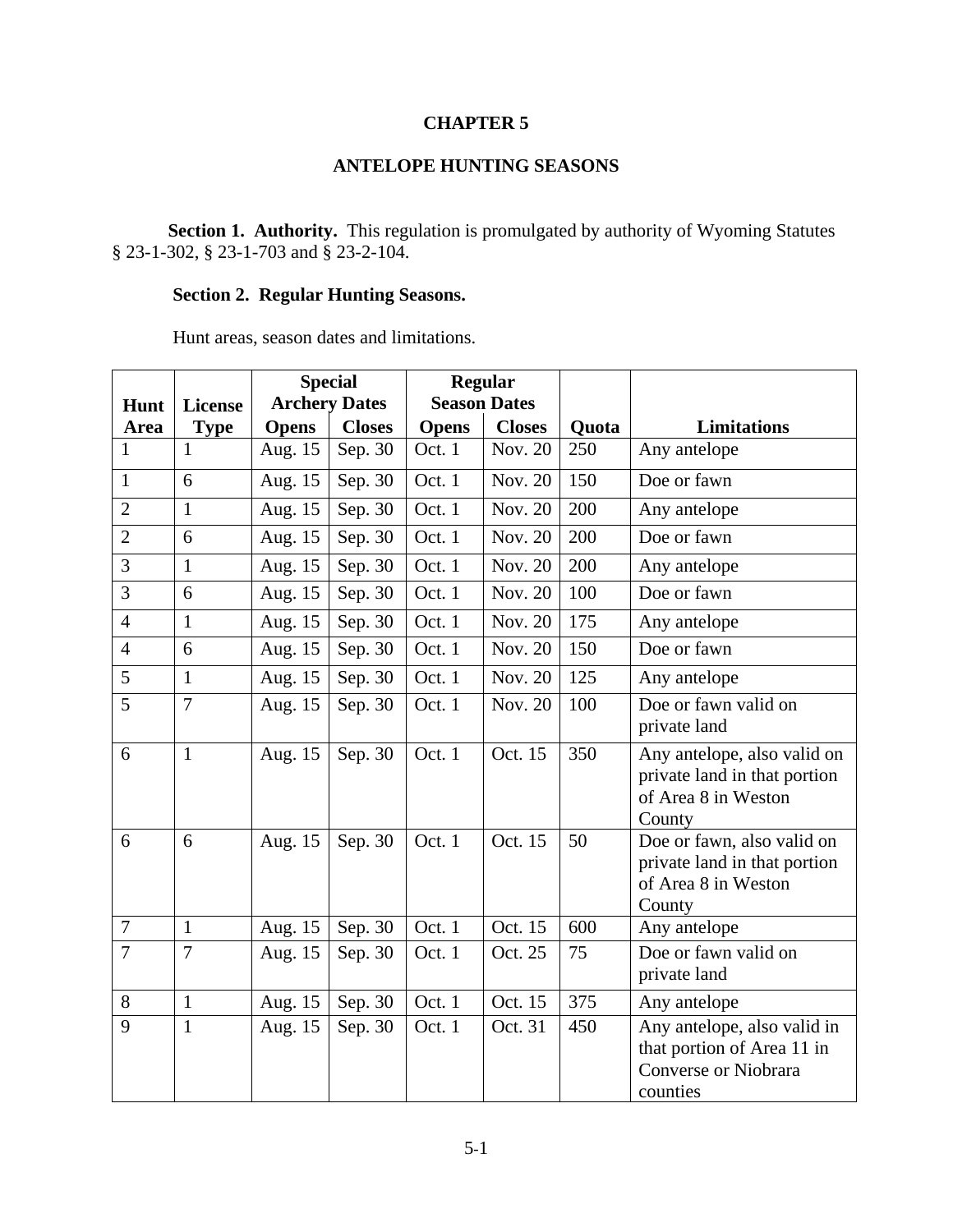# CHAPTER 5

# ANTELOPE HUNTING SEASONS

**Section 1. Authority.** This regulation is promulgated by authority of Wyoming Statutes § 23-1-302, § 23-1-703 and § 23-2-104.

**Section 2. Regular Hunting Seasons.**

Hunt areas, season dates and limitations.

| Hunt Area | License Type | Special Archery Dates | | Regular Season Dates | | Quota | Limitations |
|---|---|---|---|---|---|---|---|
| | | Opens | Closes | Opens | Closes | | |
| 1 | 1 | Aug. 15 | Sep. 30 | Oct. 1 | Nov. 20 | 250 | Any antelope |
| 1 | 6 | Aug. 15 | Sep. 30 | Oct. 1 | Nov. 20 | 150 | Doe or fawn |
| 2 | 1 | Aug. 15 | Sep. 30 | Oct. 1 | Nov. 20 | 200 | Any antelope |
| 2 | 6 | Aug. 15 | Sep. 30 | Oct. 1 | Nov. 20 | 200 | Doe or fawn |
| 3 | 1 | Aug. 15 | Sep. 30 | Oct. 1 | Nov. 20 | 200 | Any antelope |
| 3 | 6 | Aug. 15 | Sep. 30 | Oct. 1 | Nov. 20 | 100 | Doe or fawn |
| 4 | 1 | Aug. 15 | Sep. 30 | Oct. 1 | Nov. 20 | 175 | Any antelope |
| 4 | 6 | Aug. 15 | Sep. 30 | Oct. 1 | Nov. 20 | 150 | Doe or fawn |
| 5 | 1 | Aug. 15 | Sep. 30 | Oct. 1 | Nov. 20 | 125 | Any antelope |
| 5 | 7 | Aug. 15 | Sep. 30 | Oct. 1 | Nov. 20 | 100 | Doe or fawn valid on private land |
| 6 | 1 | Aug. 15 | Sep. 30 | Oct. 1 | Oct. 15 | 350 | Any antelope, also valid on private land in that portion of Area 8 in Weston County |
| 6 | 6 | Aug. 15 | Sep. 30 | Oct. 1 | Oct. 15 | 50 | Doe or fawn, also valid on private land in that portion of Area 8 in Weston County |
| 7 | 1 | Aug. 15 | Sep. 30 | Oct. 1 | Oct. 15 | 600 | Any antelope |
| 7 | 7 | Aug. 15 | Sep. 30 | Oct. 1 | Oct. 25 | 75 | Doe or fawn valid on private land |
| 8 | 1 | Aug. 15 | Sep. 30 | Oct. 1 | Oct. 15 | 375 | Any antelope |
| 9 | 1 | Aug. 15 | Sep. 30 | Oct. 1 | Oct. 31 | 450 | Any antelope, also valid in that portion of Area 11 in Converse or Niobrara counties |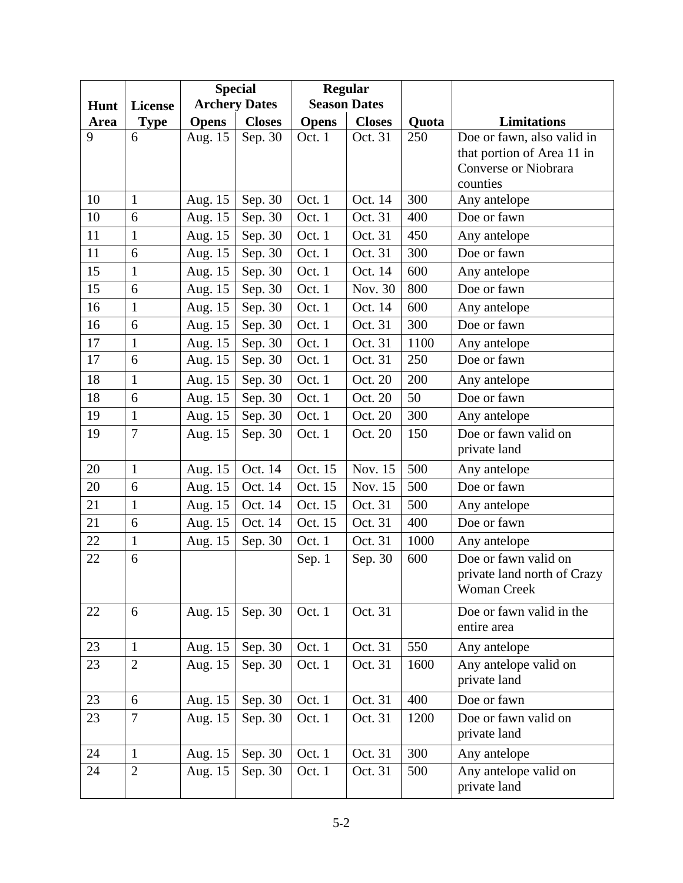| Hunt Area | License Type | Special Archery Dates | | Regular Season Dates | | Quota | Limitations |
|---|---|---|---|---|---|---|---|
| | | Opens | Closes | Opens | Closes | | |
| 9 | 6 | Aug. 15 | Sep. 30 | Oct. 1 | Oct. 31 | 250 | Doe or fawn, also valid in that portion of Area 11 in Converse or Niobrara counties |
| 10 | 1 | Aug. 15 | Sep. 30 | Oct. 1 | Oct. 14 | 300 | Any antelope |
| 10 | 6 | Aug. 15 | Sep. 30 | Oct. 1 | Oct. 31 | 400 | Doe or fawn |
| 11 | 1 | Aug. 15 | Sep. 30 | Oct. 1 | Oct. 31 | 450 | Any antelope |
| 11 | 6 | Aug. 15 | Sep. 30 | Oct. 1 | Oct. 31 | 300 | Doe or fawn |
| 15 | 1 | Aug. 15 | Sep. 30 | Oct. 1 | Oct. 14 | 600 | Any antelope |
| 15 | 6 | Aug. 15 | Sep. 30 | Oct. 1 | Nov. 30 | 800 | Doe or fawn |
| 16 | 1 | Aug. 15 | Sep. 30 | Oct. 1 | Oct. 14 | 600 | Any antelope |
| 16 | 6 | Aug. 15 | Sep. 30 | Oct. 1 | Oct. 31 | 300 | Doe or fawn |
| 17 | 1 | Aug. 15 | Sep. 30 | Oct. 1 | Oct. 31 | 1100 | Any antelope |
| 17 | 6 | Aug. 15 | Sep. 30 | Oct. 1 | Oct. 31 | 250 | Doe or fawn |
| 18 | 1 | Aug. 15 | Sep. 30 | Oct. 1 | Oct. 20 | 200 | Any antelope |
| 18 | 6 | Aug. 15 | Sep. 30 | Oct. 1 | Oct. 20 | 50 | Doe or fawn |
| 19 | 1 | Aug. 15 | Sep. 30 | Oct. 1 | Oct. 20 | 300 | Any antelope |
| 19 | 7 | Aug. 15 | Sep. 30 | Oct. 1 | Oct. 20 | 150 | Doe or fawn valid on private land |
| 20 | 1 | Aug. 15 | Oct. 14 | Oct. 15 | Nov. 15 | 500 | Any antelope |
| 20 | 6 | Aug. 15 | Oct. 14 | Oct. 15 | Nov. 15 | 500 | Doe or fawn |
| 21 | 1 | Aug. 15 | Oct. 14 | Oct. 15 | Oct. 31 | 500 | Any antelope |
| 21 | 6 | Aug. 15 | Oct. 14 | Oct. 15 | Oct. 31 | 400 | Doe or fawn |
| 22 | 1 | Aug. 15 | Sep. 30 | Oct. 1 | Oct. 31 | 1000 | Any antelope |
| 22 | 6 | | | Sep. 1 | Sep. 30 | 600 | Doe or fawn valid on private land north of Crazy Woman Creek |
| 22 | 6 | Aug. 15 | Sep. 30 | Oct. 1 | Oct. 31 | | Doe or fawn valid in the entire area |
| 23 | 1 | Aug. 15 | Sep. 30 | Oct. 1 | Oct. 31 | 550 | Any antelope |
| 23 | 2 | Aug. 15 | Sep. 30 | Oct. 1 | Oct. 31 | 1600 | Any antelope valid on private land |
| 23 | 6 | Aug. 15 | Sep. 30 | Oct. 1 | Oct. 31 | 400 | Doe or fawn |
| 23 | 7 | Aug. 15 | Sep. 30 | Oct. 1 | Oct. 31 | 1200 | Doe or fawn valid on private land |
| 24 | 1 | Aug. 15 | Sep. 30 | Oct. 1 | Oct. 31 | 300 | Any antelope |
| 24 | 2 | Aug. 15 | Sep. 30 | Oct. 1 | Oct. 31 | 500 | Any antelope valid on private land |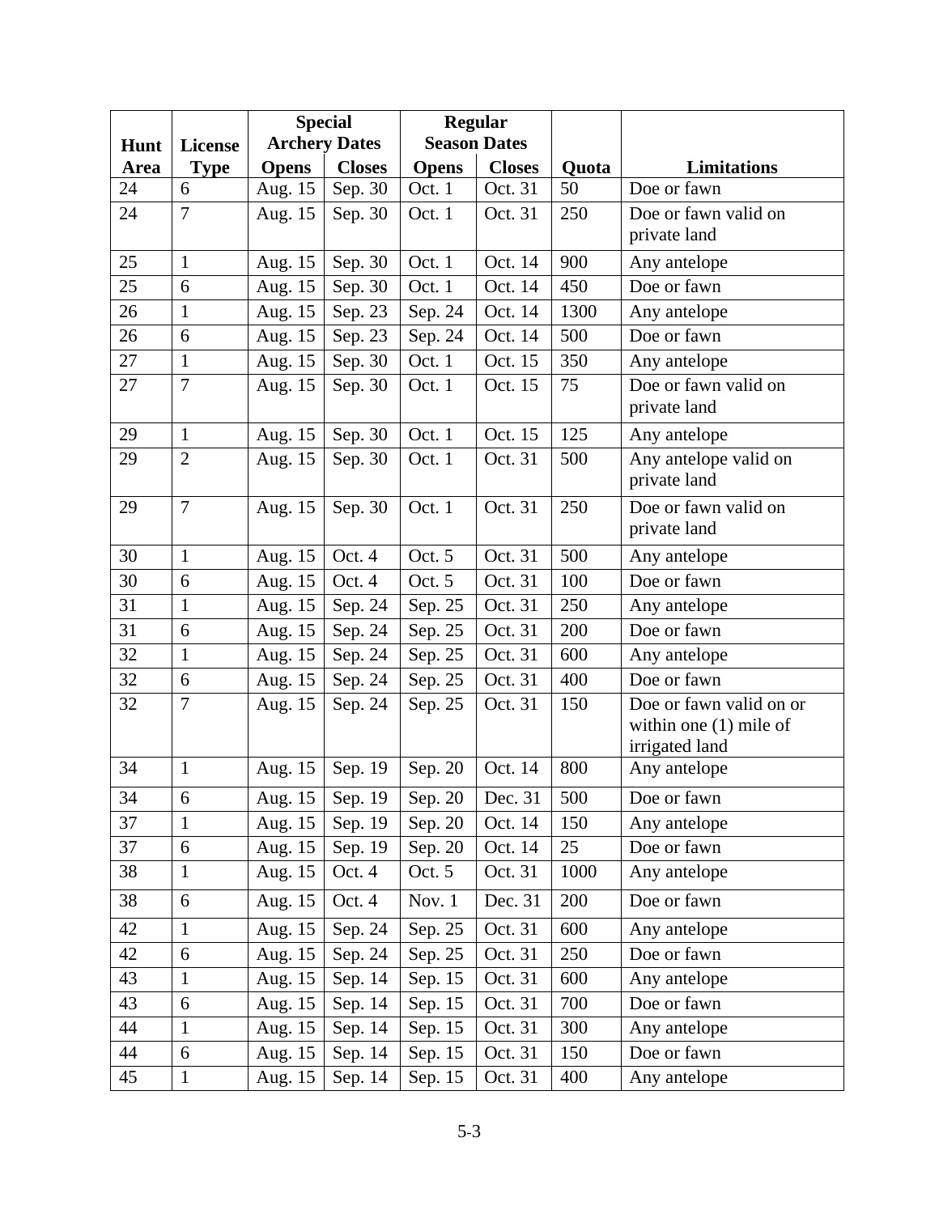| Hunt Area | License Type | Special Archery Dates | | Regular Season Dates | | Quota | Limitations |
|---|---|---|---|---|---|---|---|
| | | Opens | Closes | Opens | Closes | | |
| 24 | 6 | Aug. 15 | Sep. 30 | Oct. 1 | Oct. 31 | 50 | Doe or fawn |
| 24 | 7 | Aug. 15 | Sep. 30 | Oct. 1 | Oct. 31 | 250 | Doe or fawn valid on private land |
| 25 | 1 | Aug. 15 | Sep. 30 | Oct. 1 | Oct. 14 | 900 | Any antelope |
| 25 | 6 | Aug. 15 | Sep. 30 | Oct. 1 | Oct. 14 | 450 | Doe or fawn |
| 26 | 1 | Aug. 15 | Sep. 23 | Sep. 24 | Oct. 14 | 1300 | Any antelope |
| 26 | 6 | Aug. 15 | Sep. 23 | Sep. 24 | Oct. 14 | 500 | Doe or fawn |
| 27 | 1 | Aug. 15 | Sep. 30 | Oct. 1 | Oct. 15 | 350 | Any antelope |
| 27 | 7 | Aug. 15 | Sep. 30 | Oct. 1 | Oct. 15 | 75 | Doe or fawn valid on private land |
| 29 | 1 | Aug. 15 | Sep. 30 | Oct. 1 | Oct. 15 | 125 | Any antelope |
| 29 | 2 | Aug. 15 | Sep. 30 | Oct. 1 | Oct. 31 | 500 | Any antelope valid on private land |
| 29 | 7 | Aug. 15 | Sep. 30 | Oct. 1 | Oct. 31 | 250 | Doe or fawn valid on private land |
| 30 | 1 | Aug. 15 | Oct. 4 | Oct. 5 | Oct. 31 | 500 | Any antelope |
| 30 | 6 | Aug. 15 | Oct. 4 | Oct. 5 | Oct. 31 | 100 | Doe or fawn |
| 31 | 1 | Aug. 15 | Sep. 24 | Sep. 25 | Oct. 31 | 250 | Any antelope |
| 31 | 6 | Aug. 15 | Sep. 24 | Sep. 25 | Oct. 31 | 200 | Doe or fawn |
| 32 | 1 | Aug. 15 | Sep. 24 | Sep. 25 | Oct. 31 | 600 | Any antelope |
| 32 | 6 | Aug. 15 | Sep. 24 | Sep. 25 | Oct. 31 | 400 | Doe or fawn |
| 32 | 7 | Aug. 15 | Sep. 24 | Sep. 25 | Oct. 31 | 150 | Doe or fawn valid on or within one (1) mile of irrigated land |
| 34 | 1 | Aug. 15 | Sep. 19 | Sep. 20 | Oct. 14 | 800 | Any antelope |
| 34 | 6 | Aug. 15 | Sep. 19 | Sep. 20 | Dec. 31 | 500 | Doe or fawn |
| 37 | 1 | Aug. 15 | Sep. 19 | Sep. 20 | Oct. 14 | 150 | Any antelope |
| 37 | 6 | Aug. 15 | Sep. 19 | Sep. 20 | Oct. 14 | 25 | Doe or fawn |
| 38 | 1 | Aug. 15 | Oct. 4 | Oct. 5 | Oct. 31 | 1000 | Any antelope |
| 38 | 6 | Aug. 15 | Oct. 4 | Nov. 1 | Dec. 31 | 200 | Doe or fawn |
| 42 | 1 | Aug. 15 | Sep. 24 | Sep. 25 | Oct. 31 | 600 | Any antelope |
| 42 | 6 | Aug. 15 | Sep. 24 | Sep. 25 | Oct. 31 | 250 | Doe or fawn |
| 43 | 1 | Aug. 15 | Sep. 14 | Sep. 15 | Oct. 31 | 600 | Any antelope |
| 43 | 6 | Aug. 15 | Sep. 14 | Sep. 15 | Oct. 31 | 700 | Doe or fawn |
| 44 | 1 | Aug. 15 | Sep. 14 | Sep. 15 | Oct. 31 | 300 | Any antelope |
| 44 | 6 | Aug. 15 | Sep. 14 | Sep. 15 | Oct. 31 | 150 | Doe or fawn |
| 45 | 1 | Aug. 15 | Sep. 14 | Sep. 15 | Oct. 31 | 400 | Any antelope |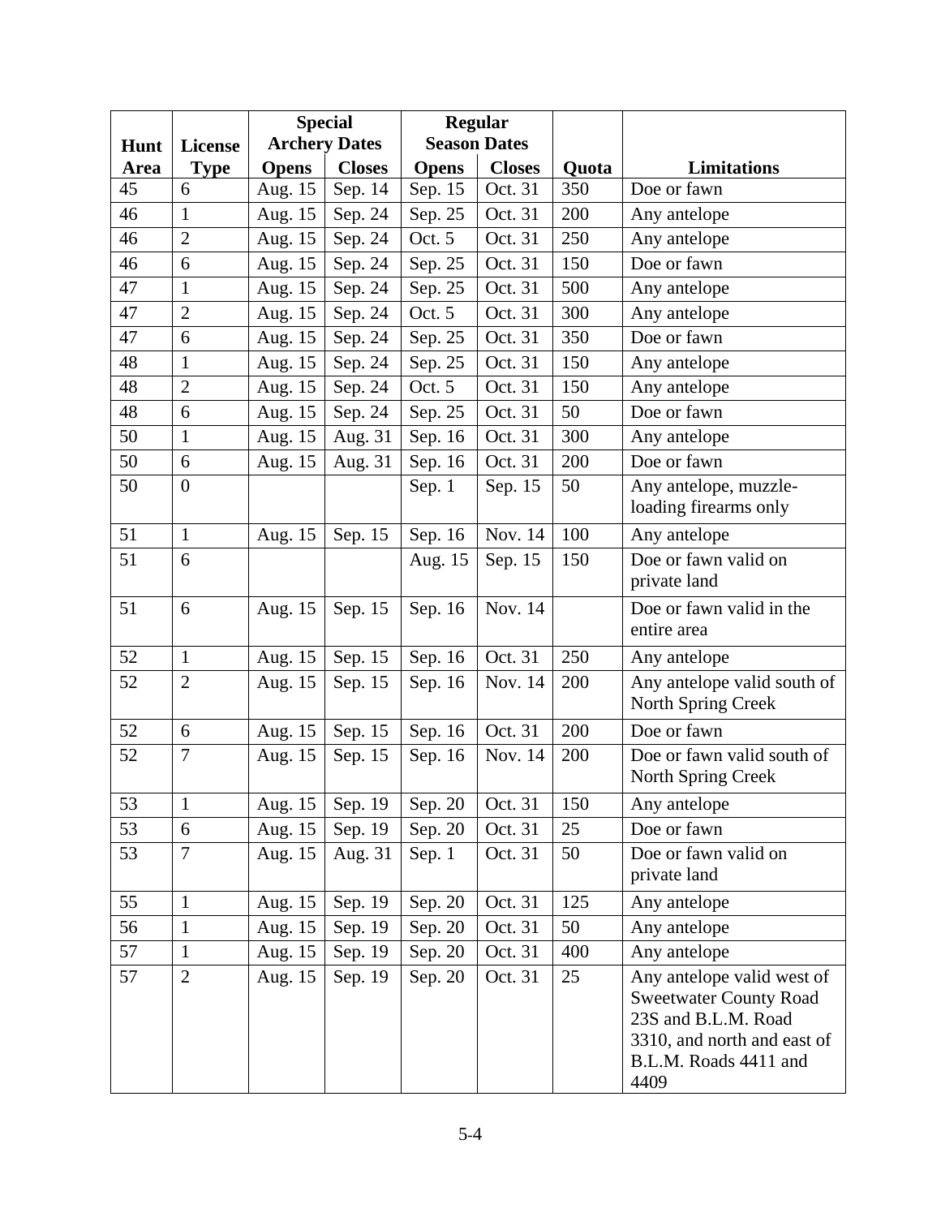| Hunt Area | License Type | Special Archery Dates | | Regular Season Dates | | Quota | Limitations |
|---|---|---|---|---|---|---|---|
| | | Opens | Closes | Opens | Closes | | |
| 45 | 6 | Aug. 15 | Sep. 14 | Sep. 15 | Oct. 31 | 350 | Doe or fawn |
| 46 | 1 | Aug. 15 | Sep. 24 | Sep. 25 | Oct. 31 | 200 | Any antelope |
| 46 | 2 | Aug. 15 | Sep. 24 | Oct. 5 | Oct. 31 | 250 | Any antelope |
| 46 | 6 | Aug. 15 | Sep. 24 | Sep. 25 | Oct. 31 | 150 | Doe or fawn |
| 47 | 1 | Aug. 15 | Sep. 24 | Sep. 25 | Oct. 31 | 500 | Any antelope |
| 47 | 2 | Aug. 15 | Sep. 24 | Oct. 5 | Oct. 31 | 300 | Any antelope |
| 47 | 6 | Aug. 15 | Sep. 24 | Sep. 25 | Oct. 31 | 350 | Doe or fawn |
| 48 | 1 | Aug. 15 | Sep. 24 | Sep. 25 | Oct. 31 | 150 | Any antelope |
| 48 | 2 | Aug. 15 | Sep. 24 | Oct. 5 | Oct. 31 | 150 | Any antelope |
| 48 | 6 | Aug. 15 | Sep. 24 | Sep. 25 | Oct. 31 | 50 | Doe or fawn |
| 50 | 1 | Aug. 15 | Aug. 31 | Sep. 16 | Oct. 31 | 300 | Any antelope |
| 50 | 6 | Aug. 15 | Aug. 31 | Sep. 16 | Oct. 31 | 200 | Doe or fawn |
| 50 | 0 | | | Sep. 1 | Sep. 15 | 50 | Any antelope, muzzle-loading firearms only |
| 51 | 1 | Aug. 15 | Sep. 15 | Sep. 16 | Nov. 14 | 100 | Any antelope |
| 51 | 6 | | | Aug. 15 | Sep. 15 | 150 | Doe or fawn valid on private land |
| 51 | 6 | Aug. 15 | Sep. 15 | Sep. 16 | Nov. 14 | | Doe or fawn valid in the entire area |
| 52 | 1 | Aug. 15 | Sep. 15 | Sep. 16 | Oct. 31 | 250 | Any antelope |
| 52 | 2 | Aug. 15 | Sep. 15 | Sep. 16 | Nov. 14 | 200 | Any antelope valid south of North Spring Creek |
| 52 | 6 | Aug. 15 | Sep. 15 | Sep. 16 | Oct. 31 | 200 | Doe or fawn |
| 52 | 7 | Aug. 15 | Sep. 15 | Sep. 16 | Nov. 14 | 200 | Doe or fawn valid south of North Spring Creek |
| 53 | 1 | Aug. 15 | Sep. 19 | Sep. 20 | Oct. 31 | 150 | Any antelope |
| 53 | 6 | Aug. 15 | Sep. 19 | Sep. 20 | Oct. 31 | 25 | Doe or fawn |
| 53 | 7 | Aug. 15 | Aug. 31 | Sep. 1 | Oct. 31 | 50 | Doe or fawn valid on private land |
| 55 | 1 | Aug. 15 | Sep. 19 | Sep. 20 | Oct. 31 | 125 | Any antelope |
| 56 | 1 | Aug. 15 | Sep. 19 | Sep. 20 | Oct. 31 | 50 | Any antelope |
| 57 | 1 | Aug. 15 | Sep. 19 | Sep. 20 | Oct. 31 | 400 | Any antelope |
| 57 | 2 | Aug. 15 | Sep. 19 | Sep. 20 | Oct. 31 | 25 | Any antelope valid west of Sweetwater County Road 23S and B.L.M. Road 3310, and north and east of B.L.M. Roads 4411 and 4409 |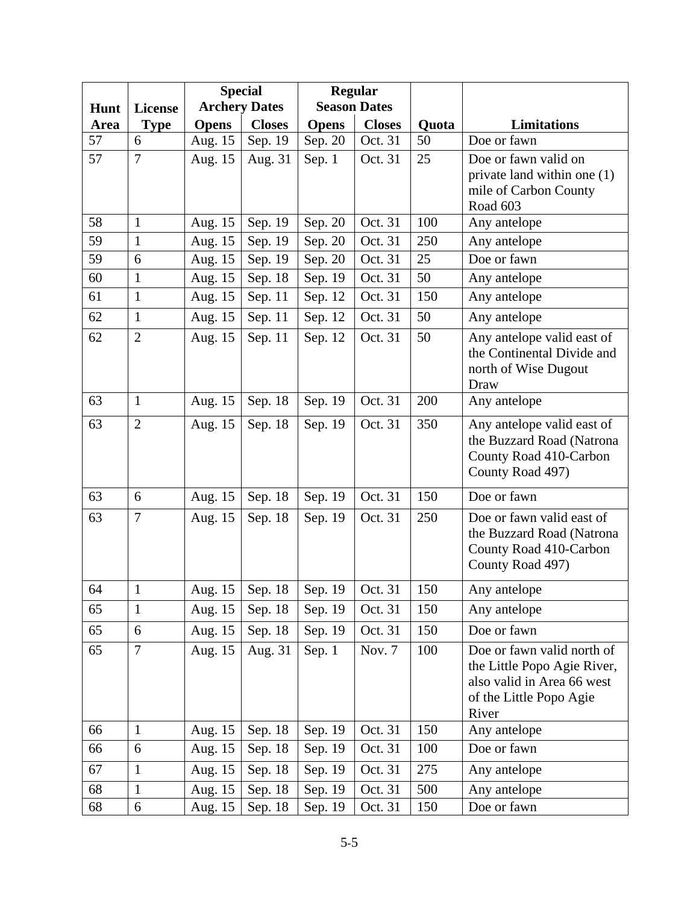| Hunt Area | License Type | Special Archery Dates | | Regular Season Dates | | Quota | Limitations |
|---|---|---|---|---|---|---|---|
| | | Opens | Closes | Opens | Closes | | |
| 57 | 6 | Aug. 15 | Sep. 19 | Sep. 20 | Oct. 31 | 50 | Doe or fawn |
| 57 | 7 | Aug. 15 | Aug. 31 | Sep. 1 | Oct. 31 | 25 | Doe or fawn valid on private land within one (1) mile of Carbon County Road 603 |
| 58 | 1 | Aug. 15 | Sep. 19 | Sep. 20 | Oct. 31 | 100 | Any antelope |
| 59 | 1 | Aug. 15 | Sep. 19 | Sep. 20 | Oct. 31 | 250 | Any antelope |
| 59 | 6 | Aug. 15 | Sep. 19 | Sep. 20 | Oct. 31 | 25 | Doe or fawn |
| 60 | 1 | Aug. 15 | Sep. 18 | Sep. 19 | Oct. 31 | 50 | Any antelope |
| 61 | 1 | Aug. 15 | Sep. 11 | Sep. 12 | Oct. 31 | 150 | Any antelope |
| 62 | 1 | Aug. 15 | Sep. 11 | Sep. 12 | Oct. 31 | 50 | Any antelope |
| 62 | 2 | Aug. 15 | Sep. 11 | Sep. 12 | Oct. 31 | 50 | Any antelope valid east of the Continental Divide and north of Wise Dugout Draw |
| 63 | 1 | Aug. 15 | Sep. 18 | Sep. 19 | Oct. 31 | 200 | Any antelope |
| 63 | 2 | Aug. 15 | Sep. 18 | Sep. 19 | Oct. 31 | 350 | Any antelope valid east of the Buzzard Road (Natrona County Road 410-Carbon County Road 497) |
| 63 | 6 | Aug. 15 | Sep. 18 | Sep. 19 | Oct. 31 | 150 | Doe or fawn |
| 63 | 7 | Aug. 15 | Sep. 18 | Sep. 19 | Oct. 31 | 250 | Doe or fawn valid east of the Buzzard Road (Natrona County Road 410-Carbon County Road 497) |
| 64 | 1 | Aug. 15 | Sep. 18 | Sep. 19 | Oct. 31 | 150 | Any antelope |
| 65 | 1 | Aug. 15 | Sep. 18 | Sep. 19 | Oct. 31 | 150 | Any antelope |
| 65 | 6 | Aug. 15 | Sep. 18 | Sep. 19 | Oct. 31 | 150 | Doe or fawn |
| 65 | 7 | Aug. 15 | Aug. 31 | Sep. 1 | Nov. 7 | 100 | Doe or fawn valid north of the Little Popo Agie River, also valid in Area 66 west of the Little Popo Agie River |
| 66 | 1 | Aug. 15 | Sep. 18 | Sep. 19 | Oct. 31 | 150 | Any antelope |
| 66 | 6 | Aug. 15 | Sep. 18 | Sep. 19 | Oct. 31 | 100 | Doe or fawn |
| 67 | 1 | Aug. 15 | Sep. 18 | Sep. 19 | Oct. 31 | 275 | Any antelope |
| 68 | 1 | Aug. 15 | Sep. 18 | Sep. 19 | Oct. 31 | 500 | Any antelope |
| 68 | 6 | Aug. 15 | Sep. 18 | Sep. 19 | Oct. 31 | 150 | Doe or fawn |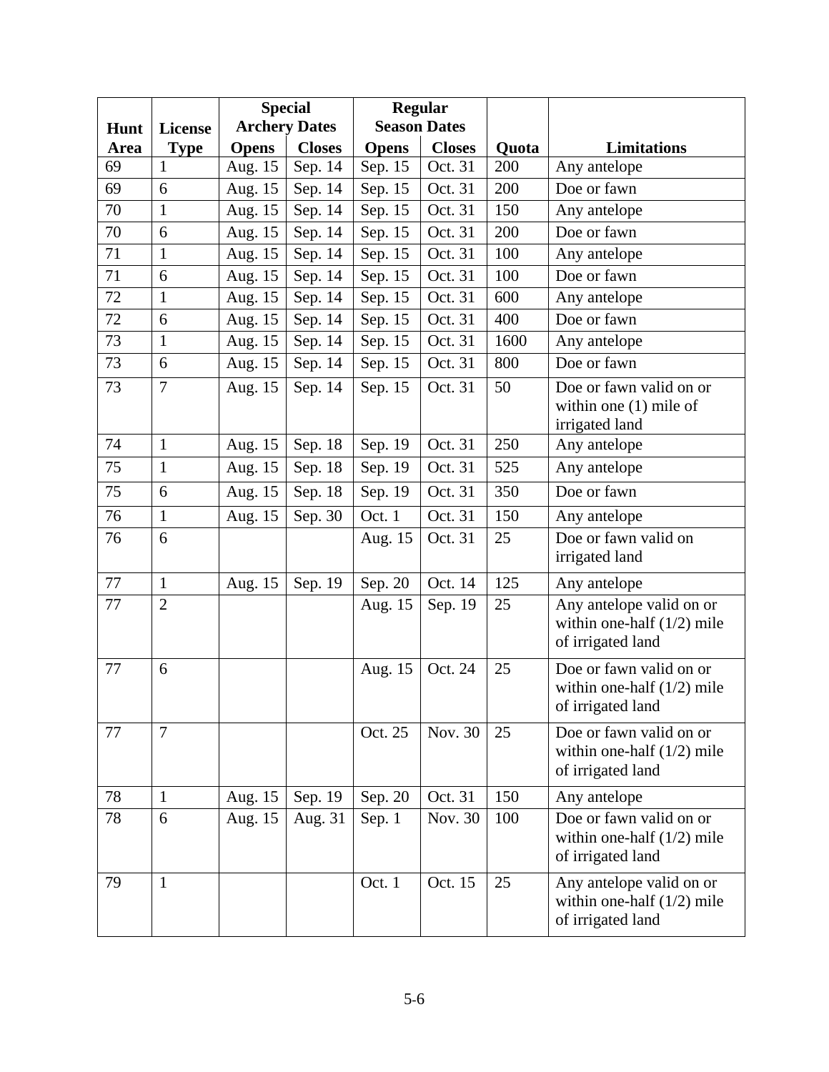| Hunt Area | License Type | Special Archery Dates Opens | Special Archery Dates Closes | Regular Season Dates Opens | Regular Season Dates Closes | Quota | Limitations |
|---|---|---|---|---|---|---|---|
| 69 | 1 | Aug. 15 | Sep. 14 | Sep. 15 | Oct. 31 | 200 | Any antelope |
| 69 | 6 | Aug. 15 | Sep. 14 | Sep. 15 | Oct. 31 | 200 | Doe or fawn |
| 70 | 1 | Aug. 15 | Sep. 14 | Sep. 15 | Oct. 31 | 150 | Any antelope |
| 70 | 6 | Aug. 15 | Sep. 14 | Sep. 15 | Oct. 31 | 200 | Doe or fawn |
| 71 | 1 | Aug. 15 | Sep. 14 | Sep. 15 | Oct. 31 | 100 | Any antelope |
| 71 | 6 | Aug. 15 | Sep. 14 | Sep. 15 | Oct. 31 | 100 | Doe or fawn |
| 72 | 1 | Aug. 15 | Sep. 14 | Sep. 15 | Oct. 31 | 600 | Any antelope |
| 72 | 6 | Aug. 15 | Sep. 14 | Sep. 15 | Oct. 31 | 400 | Doe or fawn |
| 73 | 1 | Aug. 15 | Sep. 14 | Sep. 15 | Oct. 31 | 1600 | Any antelope |
| 73 | 6 | Aug. 15 | Sep. 14 | Sep. 15 | Oct. 31 | 800 | Doe or fawn |
| 73 | 7 | Aug. 15 | Sep. 14 | Sep. 15 | Oct. 31 | 50 | Doe or fawn valid on or within one (1) mile of irrigated land |
| 74 | 1 | Aug. 15 | Sep. 18 | Sep. 19 | Oct. 31 | 250 | Any antelope |
| 75 | 1 | Aug. 15 | Sep. 18 | Sep. 19 | Oct. 31 | 525 | Any antelope |
| 75 | 6 | Aug. 15 | Sep. 18 | Sep. 19 | Oct. 31 | 350 | Doe or fawn |
| 76 | 1 | Aug. 15 | Sep. 30 | Oct. 1 | Oct. 31 | 150 | Any antelope |
| 76 | 6 | | | Aug. 15 | Oct. 31 | 25 | Doe or fawn valid on irrigated land |
| 77 | 1 | Aug. 15 | Sep. 19 | Sep. 20 | Oct. 14 | 125 | Any antelope |
| 77 | 2 | | | Aug. 15 | Sep. 19 | 25 | Any antelope valid on or within one-half (1/2) mile of irrigated land |
| 77 | 6 | | | Aug. 15 | Oct. 24 | 25 | Doe or fawn valid on or within one-half (1/2) mile of irrigated land |
| 77 | 7 | | | Oct. 25 | Nov. 30 | 25 | Doe or fawn valid on or within one-half (1/2) mile of irrigated land |
| 78 | 1 | Aug. 15 | Sep. 19 | Sep. 20 | Oct. 31 | 150 | Any antelope |
| 78 | 6 | Aug. 15 | Aug. 31 | Sep. 1 | Nov. 30 | 100 | Doe or fawn valid on or within one-half (1/2) mile of irrigated land |
| 79 | 1 | | | Oct. 1 | Oct. 15 | 25 | Any antelope valid on or within one-half (1/2) mile of irrigated land |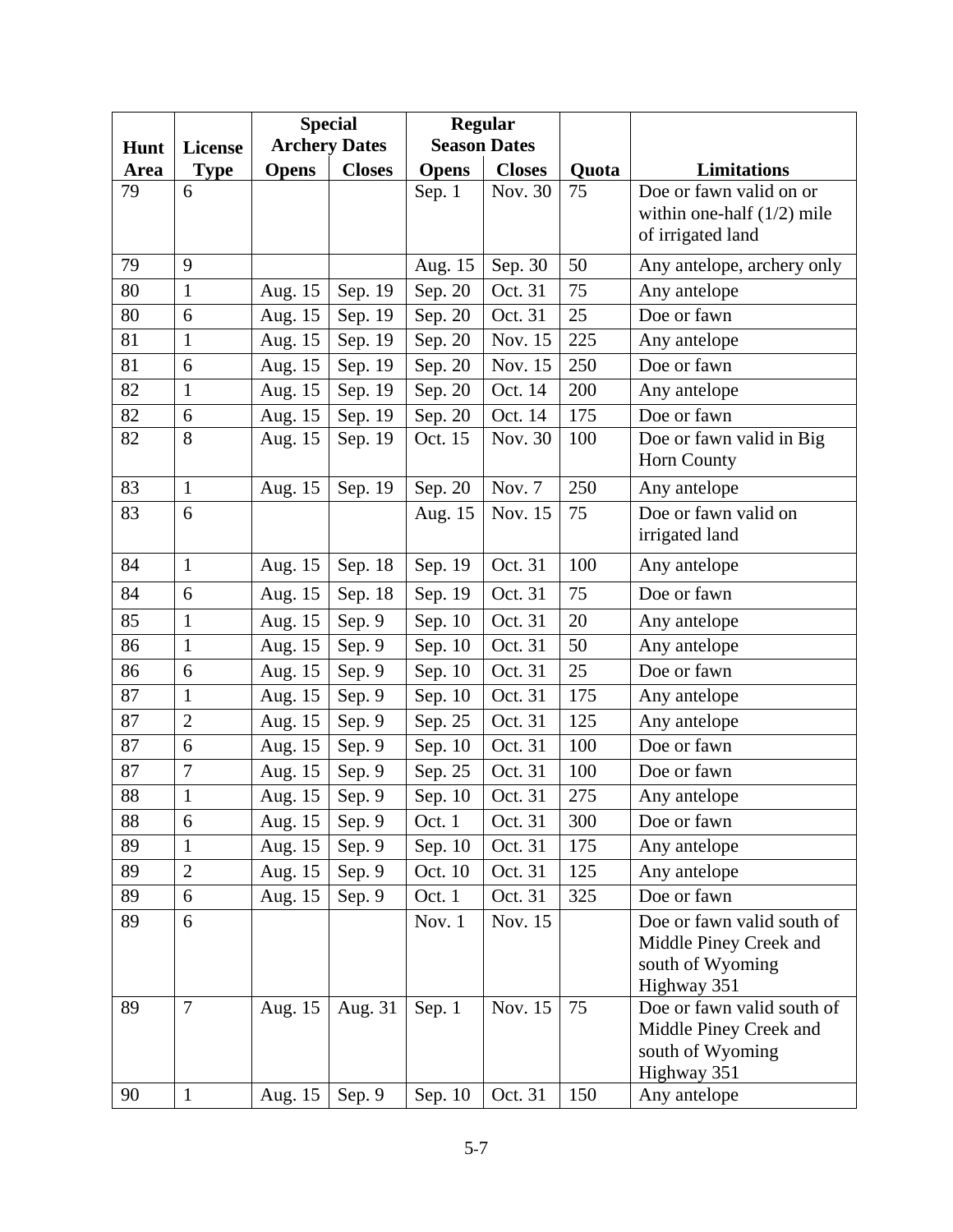| Hunt Area | License Type | Special Archery Dates | | Regular Season Dates | | Quota | Limitations |
|---|---|---|---|---|---|---|---|
| | | Opens | Closes | Opens | Closes | | |
| 79 | 6 | | | Sep. 1 | Nov. 30 | 75 | Doe or fawn valid on or within one-half (1/2) mile of irrigated land |
| 79 | 9 | | | Aug. 15 | Sep. 30 | 50 | Any antelope, archery only |
| 80 | 1 | Aug. 15 | Sep. 19 | Sep. 20 | Oct. 31 | 75 | Any antelope |
| 80 | 6 | Aug. 15 | Sep. 19 | Sep. 20 | Oct. 31 | 25 | Doe or fawn |
| 81 | 1 | Aug. 15 | Sep. 19 | Sep. 20 | Nov. 15 | 225 | Any antelope |
| 81 | 6 | Aug. 15 | Sep. 19 | Sep. 20 | Nov. 15 | 250 | Doe or fawn |
| 82 | 1 | Aug. 15 | Sep. 19 | Sep. 20 | Oct. 14 | 200 | Any antelope |
| 82 | 6 | Aug. 15 | Sep. 19 | Sep. 20 | Oct. 14 | 175 | Doe or fawn |
| 82 | 8 | Aug. 15 | Sep. 19 | Oct. 15 | Nov. 30 | 100 | Doe or fawn valid in Big Horn County |
| 83 | 1 | Aug. 15 | Sep. 19 | Sep. 20 | Nov. 7 | 250 | Any antelope |
| 83 | 6 | | | Aug. 15 | Nov. 15 | 75 | Doe or fawn valid on irrigated land |
| 84 | 1 | Aug. 15 | Sep. 18 | Sep. 19 | Oct. 31 | 100 | Any antelope |
| 84 | 6 | Aug. 15 | Sep. 18 | Sep. 19 | Oct. 31 | 75 | Doe or fawn |
| 85 | 1 | Aug. 15 | Sep. 9 | Sep. 10 | Oct. 31 | 20 | Any antelope |
| 86 | 1 | Aug. 15 | Sep. 9 | Sep. 10 | Oct. 31 | 50 | Any antelope |
| 86 | 6 | Aug. 15 | Sep. 9 | Sep. 10 | Oct. 31 | 25 | Doe or fawn |
| 87 | 1 | Aug. 15 | Sep. 9 | Sep. 10 | Oct. 31 | 175 | Any antelope |
| 87 | 2 | Aug. 15 | Sep. 9 | Sep. 25 | Oct. 31 | 125 | Any antelope |
| 87 | 6 | Aug. 15 | Sep. 9 | Sep. 10 | Oct. 31 | 100 | Doe or fawn |
| 87 | 7 | Aug. 15 | Sep. 9 | Sep. 25 | Oct. 31 | 100 | Doe or fawn |
| 88 | 1 | Aug. 15 | Sep. 9 | Sep. 10 | Oct. 31 | 275 | Any antelope |
| 88 | 6 | Aug. 15 | Sep. 9 | Oct. 1 | Oct. 31 | 300 | Doe or fawn |
| 89 | 1 | Aug. 15 | Sep. 9 | Sep. 10 | Oct. 31 | 175 | Any antelope |
| 89 | 2 | Aug. 15 | Sep. 9 | Oct. 10 | Oct. 31 | 125 | Any antelope |
| 89 | 6 | Aug. 15 | Sep. 9 | Oct. 1 | Oct. 31 | 325 | Doe or fawn |
| 89 | 6 | | | Nov. 1 | Nov. 15 | | Doe or fawn valid south of Middle Piney Creek and south of Wyoming Highway 351 |
| 89 | 7 | Aug. 15 | Aug. 31 | Sep. 1 | Nov. 15 | 75 | Doe or fawn valid south of Middle Piney Creek and south of Wyoming Highway 351 |
| 90 | 1 | Aug. 15 | Sep. 9 | Sep. 10 | Oct. 31 | 150 | Any antelope |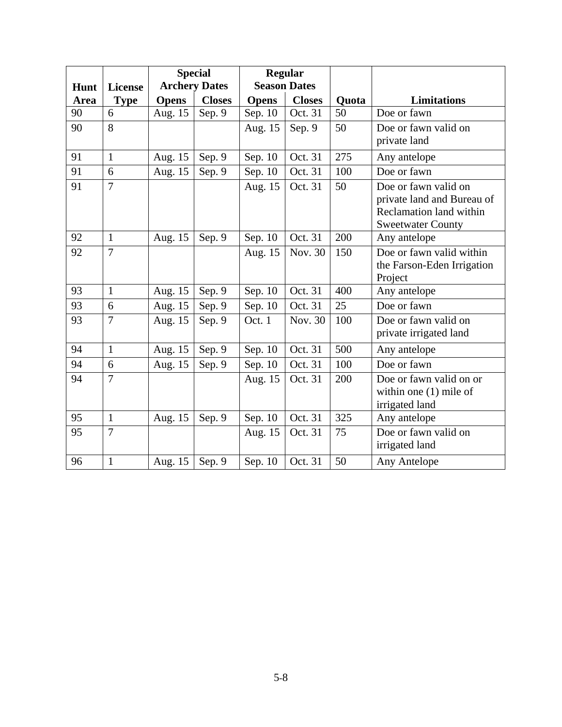| Hunt Area | License Type | Special Archery Dates | | Regular Season Dates | | Quota | Limitations |
|---|---|---|---|---|---|---|---|
| | | Opens | Closes | Opens | Closes | | |
| 90 | 6 | Aug. 15 | Sep. 9 | Sep. 10 | Oct. 31 | 50 | Doe or fawn |
| 90 | 8 | | | Aug. 15 | Sep. 9 | 50 | Doe or fawn valid on private land |
| 91 | 1 | Aug. 15 | Sep. 9 | Sep. 10 | Oct. 31 | 275 | Any antelope |
| 91 | 6 | Aug. 15 | Sep. 9 | Sep. 10 | Oct. 31 | 100 | Doe or fawn |
| 91 | 7 | | | Aug. 15 | Oct. 31 | 50 | Doe or fawn valid on private land and Bureau of Reclamation land within Sweetwater County |
| 92 | 1 | Aug. 15 | Sep. 9 | Sep. 10 | Oct. 31 | 200 | Any antelope |
| 92 | 7 | | | Aug. 15 | Nov. 30 | 150 | Doe or fawn valid within the Farson-Eden Irrigation Project |
| 93 | 1 | Aug. 15 | Sep. 9 | Sep. 10 | Oct. 31 | 400 | Any antelope |
| 93 | 6 | Aug. 15 | Sep. 9 | Sep. 10 | Oct. 31 | 25 | Doe or fawn |
| 93 | 7 | Aug. 15 | Sep. 9 | Oct. 1 | Nov. 30 | 100 | Doe or fawn valid on private irrigated land |
| 94 | 1 | Aug. 15 | Sep. 9 | Sep. 10 | Oct. 31 | 500 | Any antelope |
| 94 | 6 | Aug. 15 | Sep. 9 | Sep. 10 | Oct. 31 | 100 | Doe or fawn |
| 94 | 7 | | | Aug. 15 | Oct. 31 | 200 | Doe or fawn valid on or within one (1) mile of irrigated land |
| 95 | 1 | Aug. 15 | Sep. 9 | Sep. 10 | Oct. 31 | 325 | Any antelope |
| 95 | 7 | | | Aug. 15 | Oct. 31 | 75 | Doe or fawn valid on irrigated land |
| 96 | 1 | Aug. 15 | Sep. 9 | Sep. 10 | Oct. 31 | 50 | Any Antelope |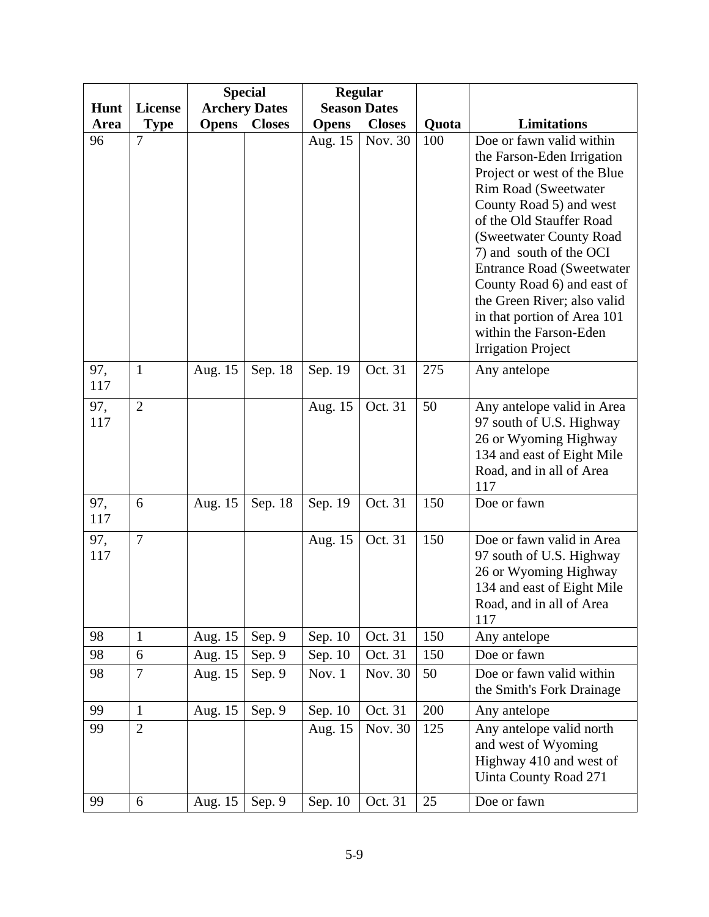| Hunt Area | License Type | Special Archery Dates | | Regular Season Dates | | Quota | Limitations |
|---|---|---|---|---|---|---|---|
| | | Opens | Closes | Opens | Closes | | |
| 96 | 7 | | | Aug. 15 | Nov. 30 | 100 | Doe or fawn valid within the Farson-Eden Irrigation Project or west of the Blue Rim Road (Sweetwater County Road 5) and west of the Old Stauffer Road (Sweetwater County Road 7) and south of the OCI Entrance Road (Sweetwater County Road 6) and east of the Green River; also valid in that portion of Area 101 within the Farson-Eden Irrigation Project |
| 97, 117 | 1 | Aug. 15 | Sep. 18 | Sep. 19 | Oct. 31 | 275 | Any antelope |
| 97, 117 | 2 | | | Aug. 15 | Oct. 31 | 50 | Any antelope valid in Area 97 south of U.S. Highway 26 or Wyoming Highway 134 and east of Eight Mile Road, and in all of Area 117 |
| 97, 117 | 6 | Aug. 15 | Sep. 18 | Sep. 19 | Oct. 31 | 150 | Doe or fawn |
| 97, 117 | 7 | | | Aug. 15 | Oct. 31 | 150 | Doe or fawn valid in Area 97 south of U.S. Highway 26 or Wyoming Highway 134 and east of Eight Mile Road, and in all of Area 117 |
| 98 | 1 | Aug. 15 | Sep. 9 | Sep. 10 | Oct. 31 | 150 | Any antelope |
| 98 | 6 | Aug. 15 | Sep. 9 | Sep. 10 | Oct. 31 | 150 | Doe or fawn |
| 98 | 7 | Aug. 15 | Sep. 9 | Nov. 1 | Nov. 30 | 50 | Doe or fawn valid within the Smith's Fork Drainage |
| 99 | 1 | Aug. 15 | Sep. 9 | Sep. 10 | Oct. 31 | 200 | Any antelope |
| 99 | 2 | | | Aug. 15 | Nov. 30 | 125 | Any antelope valid north and west of Wyoming Highway 410 and west of Uinta County Road 271 |
| 99 | 6 | Aug. 15 | Sep. 9 | Sep. 10 | Oct. 31 | 25 | Doe or fawn |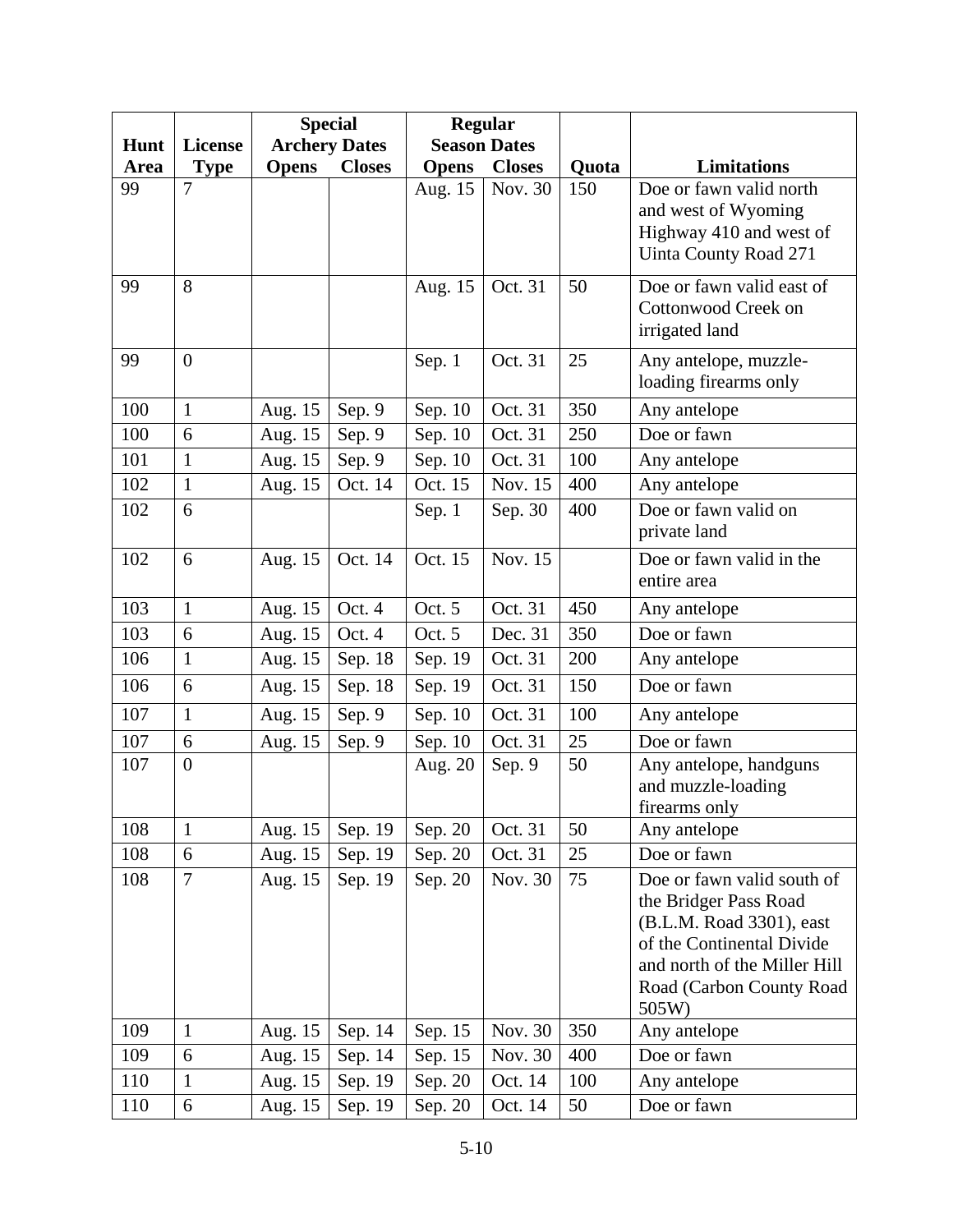| Hunt Area | License Type | Special Archery Dates | | Regular Season Dates | | Quota | Limitations |
|---|---|---|---|---|---|---|---|
| | | Opens | Closes | Opens | Closes | | |
| 99 | 7 | | | Aug. 15 | Nov. 30 | 150 | Doe or fawn valid north and west of Wyoming Highway 410 and west of Uinta County Road 271 |
| 99 | 8 | | | Aug. 15 | Oct. 31 | 50 | Doe or fawn valid east of Cottonwood Creek on irrigated land |
| 99 | 0 | | | Sep. 1 | Oct. 31 | 25 | Any antelope, muzzle-loading firearms only |
| 100 | 1 | Aug. 15 | Sep. 9 | Sep. 10 | Oct. 31 | 350 | Any antelope |
| 100 | 6 | Aug. 15 | Sep. 9 | Sep. 10 | Oct. 31 | 250 | Doe or fawn |
| 101 | 1 | Aug. 15 | Sep. 9 | Sep. 10 | Oct. 31 | 100 | Any antelope |
| 102 | 1 | Aug. 15 | Oct. 14 | Oct. 15 | Nov. 15 | 400 | Any antelope |
| 102 | 6 | | | Sep. 1 | Sep. 30 | 400 | Doe or fawn valid on private land |
| 102 | 6 | Aug. 15 | Oct. 14 | Oct. 15 | Nov. 15 | | Doe or fawn valid in the entire area |
| 103 | 1 | Aug. 15 | Oct. 4 | Oct. 5 | Oct. 31 | 450 | Any antelope |
| 103 | 6 | Aug. 15 | Oct. 4 | Oct. 5 | Dec. 31 | 350 | Doe or fawn |
| 106 | 1 | Aug. 15 | Sep. 18 | Sep. 19 | Oct. 31 | 200 | Any antelope |
| 106 | 6 | Aug. 15 | Sep. 18 | Sep. 19 | Oct. 31 | 150 | Doe or fawn |
| 107 | 1 | Aug. 15 | Sep. 9 | Sep. 10 | Oct. 31 | 100 | Any antelope |
| 107 | 6 | Aug. 15 | Sep. 9 | Sep. 10 | Oct. 31 | 25 | Doe or fawn |
| 107 | 0 | | | Aug. 20 | Sep. 9 | 50 | Any antelope, handguns and muzzle-loading firearms only |
| 108 | 1 | Aug. 15 | Sep. 19 | Sep. 20 | Oct. 31 | 50 | Any antelope |
| 108 | 6 | Aug. 15 | Sep. 19 | Sep. 20 | Oct. 31 | 25 | Doe or fawn |
| 108 | 7 | Aug. 15 | Sep. 19 | Sep. 20 | Nov. 30 | 75 | Doe or fawn valid south of the Bridger Pass Road (B.L.M. Road 3301), east of the Continental Divide and north of the Miller Hill Road (Carbon County Road 505W) |
| 109 | 1 | Aug. 15 | Sep. 14 | Sep. 15 | Nov. 30 | 350 | Any antelope |
| 109 | 6 | Aug. 15 | Sep. 14 | Sep. 15 | Nov. 30 | 400 | Doe or fawn |
| 110 | 1 | Aug. 15 | Sep. 19 | Sep. 20 | Oct. 14 | 100 | Any antelope |
| 110 | 6 | Aug. 15 | Sep. 19 | Sep. 20 | Oct. 14 | 50 | Doe or fawn |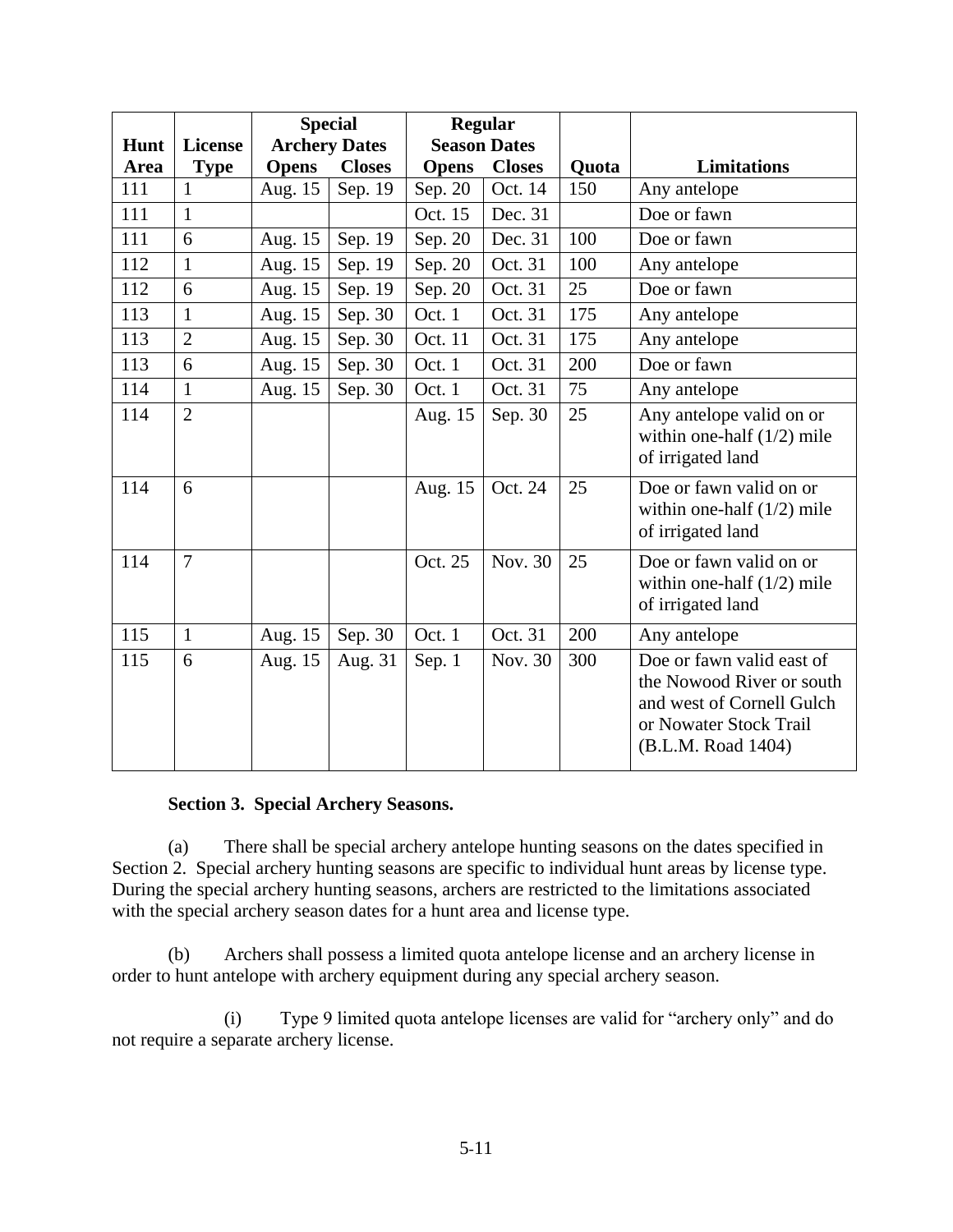| Hunt Area | License Type | Special Archery Dates | | Regular Season Dates | | Quota | Limitations |
|---|---|---|---|---|---|---|---|
| | | Opens | Closes | Opens | Closes | | |
| 111 | 1 | Aug. 15 | Sep. 19 | Sep. 20 | Oct. 14 | 150 | Any antelope |
| 111 | 1 | | | Oct. 15 | Dec. 31 | | Doe or fawn |
| 111 | 6 | Aug. 15 | Sep. 19 | Sep. 20 | Dec. 31 | 100 | Doe or fawn |
| 112 | 1 | Aug. 15 | Sep. 19 | Sep. 20 | Oct. 31 | 100 | Any antelope |
| 112 | 6 | Aug. 15 | Sep. 19 | Sep. 20 | Oct. 31 | 25 | Doe or fawn |
| 113 | 1 | Aug. 15 | Sep. 30 | Oct. 1 | Oct. 31 | 175 | Any antelope |
| 113 | 2 | Aug. 15 | Sep. 30 | Oct. 11 | Oct. 31 | 175 | Any antelope |
| 113 | 6 | Aug. 15 | Sep. 30 | Oct. 1 | Oct. 31 | 200 | Doe or fawn |
| 114 | 1 | Aug. 15 | Sep. 30 | Oct. 1 | Oct. 31 | 75 | Any antelope |
| 114 | 2 | | | Aug. 15 | Sep. 30 | 25 | Any antelope valid on or within one-half (1/2) mile of irrigated land |
| 114 | 6 | | | Aug. 15 | Oct. 24 | 25 | Doe or fawn valid on or within one-half (1/2) mile of irrigated land |
| 114 | 7 | | | Oct. 25 | Nov. 30 | 25 | Doe or fawn valid on or within one-half (1/2) mile of irrigated land |
| 115 | 1 | Aug. 15 | Sep. 30 | Oct. 1 | Oct. 31 | 200 | Any antelope |
| 115 | 6 | Aug. 15 | Aug. 31 | Sep. 1 | Nov. 30 | 300 | Doe or fawn valid east of the Nowood River or south and west of Cornell Gulch or Nowater Stock Trail (B.L.M. Road 1404) |

**Section 3. Special Archery Seasons.**

(a) There shall be special archery antelope hunting seasons on the dates specified in Section 2. Special archery hunting seasons are specific to individual hunt areas by license type. During the special archery hunting seasons, archers are restricted to the limitations associated with the special archery season dates for a hunt area and license type.

(b) Archers shall possess a limited quota antelope license and an archery license in order to hunt antelope with archery equipment during any special archery season.

(i) Type 9 limited quota antelope licenses are valid for "archery only" and do not require a separate archery license.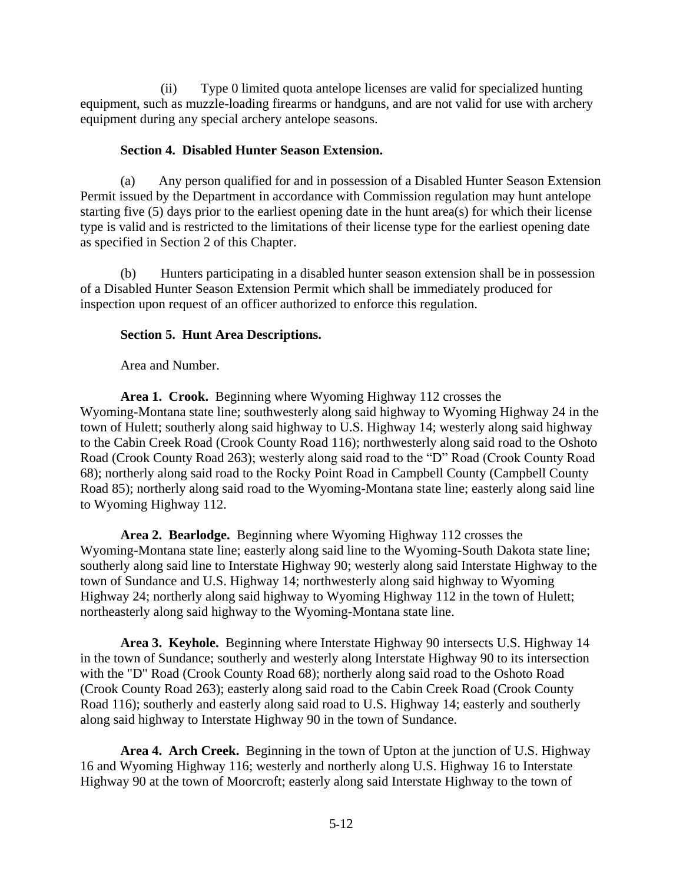(ii) Type 0 limited quota antelope licenses are valid for specialized hunting equipment, such as muzzle-loading firearms or handguns, and are not valid for use with archery equipment during any special archery antelope seasons.

**Section 4. Disabled Hunter Season Extension.**

(a) Any person qualified for and in possession of a Disabled Hunter Season Extension Permit issued by the Department in accordance with Commission regulation may hunt antelope starting five (5) days prior to the earliest opening date in the hunt area(s) for which their license type is valid and is restricted to the limitations of their license type for the earliest opening date as specified in Section 2 of this Chapter.

(b) Hunters participating in a disabled hunter season extension shall be in possession of a Disabled Hunter Season Extension Permit which shall be immediately produced for inspection upon request of an officer authorized to enforce this regulation.

**Section 5. Hunt Area Descriptions.**

Area and Number.

**Area 1. Crook.** Beginning where Wyoming Highway 112 crosses the Wyoming-Montana state line; southwesterly along said highway to Wyoming Highway 24 in the town of Hulett; southerly along said highway to U.S. Highway 14; westerly along said highway to the Cabin Creek Road (Crook County Road 116); northwesterly along said road to the Oshoto Road (Crook County Road 263); westerly along said road to the "D" Road (Crook County Road 68); northerly along said road to the Rocky Point Road in Campbell County (Campbell County Road 85); northerly along said road to the Wyoming-Montana state line; easterly along said line to Wyoming Highway 112.

**Area 2. Bearlodge.** Beginning where Wyoming Highway 112 crosses the Wyoming-Montana state line; easterly along said line to the Wyoming-South Dakota state line; southerly along said line to Interstate Highway 90; westerly along said Interstate Highway to the town of Sundance and U.S. Highway 14; northwesterly along said highway to Wyoming Highway 24; northerly along said highway to Wyoming Highway 112 in the town of Hulett; northeasterly along said highway to the Wyoming-Montana state line.

**Area 3. Keyhole.** Beginning where Interstate Highway 90 intersects U.S. Highway 14 in the town of Sundance; southerly and westerly along Interstate Highway 90 to its intersection with the "D" Road (Crook County Road 68); northerly along said road to the Oshoto Road (Crook County Road 263); easterly along said road to the Cabin Creek Road (Crook County Road 116); southerly and easterly along said road to U.S. Highway 14; easterly and southerly along said highway to Interstate Highway 90 in the town of Sundance.

**Area 4. Arch Creek.** Beginning in the town of Upton at the junction of U.S. Highway 16 and Wyoming Highway 116; westerly and northerly along U.S. Highway 16 to Interstate Highway 90 at the town of Moorcroft; easterly along said Interstate Highway to the town of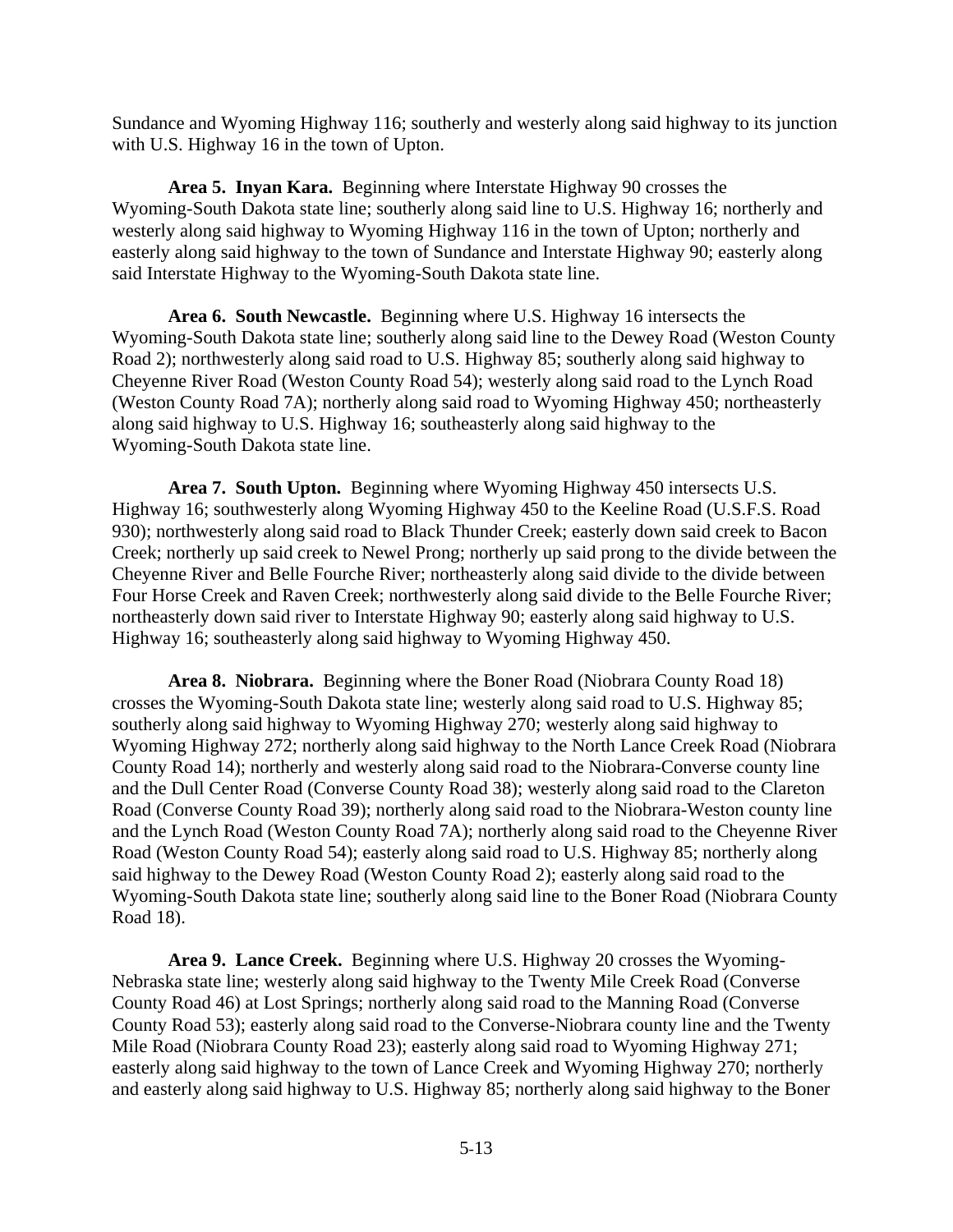Sundance and Wyoming Highway 116; southerly and westerly along said highway to its junction with U.S. Highway 16 in the town of Upton.

**Area 5. Inyan Kara.** Beginning where Interstate Highway 90 crosses the Wyoming-South Dakota state line; southerly along said line to U.S. Highway 16; northerly and westerly along said highway to Wyoming Highway 116 in the town of Upton; northerly and easterly along said highway to the town of Sundance and Interstate Highway 90; easterly along said Interstate Highway to the Wyoming-South Dakota state line.

**Area 6. South Newcastle.** Beginning where U.S. Highway 16 intersects the Wyoming-South Dakota state line; southerly along said line to the Dewey Road (Weston County Road 2); northwesterly along said road to U.S. Highway 85; southerly along said highway to Cheyenne River Road (Weston County Road 54); westerly along said road to the Lynch Road (Weston County Road 7A); northerly along said road to Wyoming Highway 450; northeasterly along said highway to U.S. Highway 16; southeasterly along said highway to the Wyoming-South Dakota state line.

**Area 7. South Upton.** Beginning where Wyoming Highway 450 intersects U.S. Highway 16; southwesterly along Wyoming Highway 450 to the Keeline Road (U.S.F.S. Road 930); northwesterly along said road to Black Thunder Creek; easterly down said creek to Bacon Creek; northerly up said creek to Newel Prong; northerly up said prong to the divide between the Cheyenne River and Belle Fourche River; northeasterly along said divide to the divide between Four Horse Creek and Raven Creek; northwesterly along said divide to the Belle Fourche River; northeasterly down said river to Interstate Highway 90; easterly along said highway to U.S. Highway 16; southeasterly along said highway to Wyoming Highway 450.

**Area 8. Niobrara.** Beginning where the Boner Road (Niobrara County Road 18) crosses the Wyoming-South Dakota state line; westerly along said road to U.S. Highway 85; southerly along said highway to Wyoming Highway 270; westerly along said highway to Wyoming Highway 272; northerly along said highway to the North Lance Creek Road (Niobrara County Road 14); northerly and westerly along said road to the Niobrara-Converse county line and the Dull Center Road (Converse County Road 38); westerly along said road to the Clareton Road (Converse County Road 39); northerly along said road to the Niobrara-Weston county line and the Lynch Road (Weston County Road 7A); northerly along said road to the Cheyenne River Road (Weston County Road 54); easterly along said road to U.S. Highway 85; northerly along said highway to the Dewey Road (Weston County Road 2); easterly along said road to the Wyoming-South Dakota state line; southerly along said line to the Boner Road (Niobrara County Road 18).

**Area 9. Lance Creek.** Beginning where U.S. Highway 20 crosses the Wyoming-Nebraska state line; westerly along said highway to the Twenty Mile Creek Road (Converse County Road 46) at Lost Springs; northerly along said road to the Manning Road (Converse County Road 53); easterly along said road to the Converse-Niobrara county line and the Twenty Mile Road (Niobrara County Road 23); easterly along said road to Wyoming Highway 271; easterly along said highway to the town of Lance Creek and Wyoming Highway 270; northerly and easterly along said highway to U.S. Highway 85; northerly along said highway to the Boner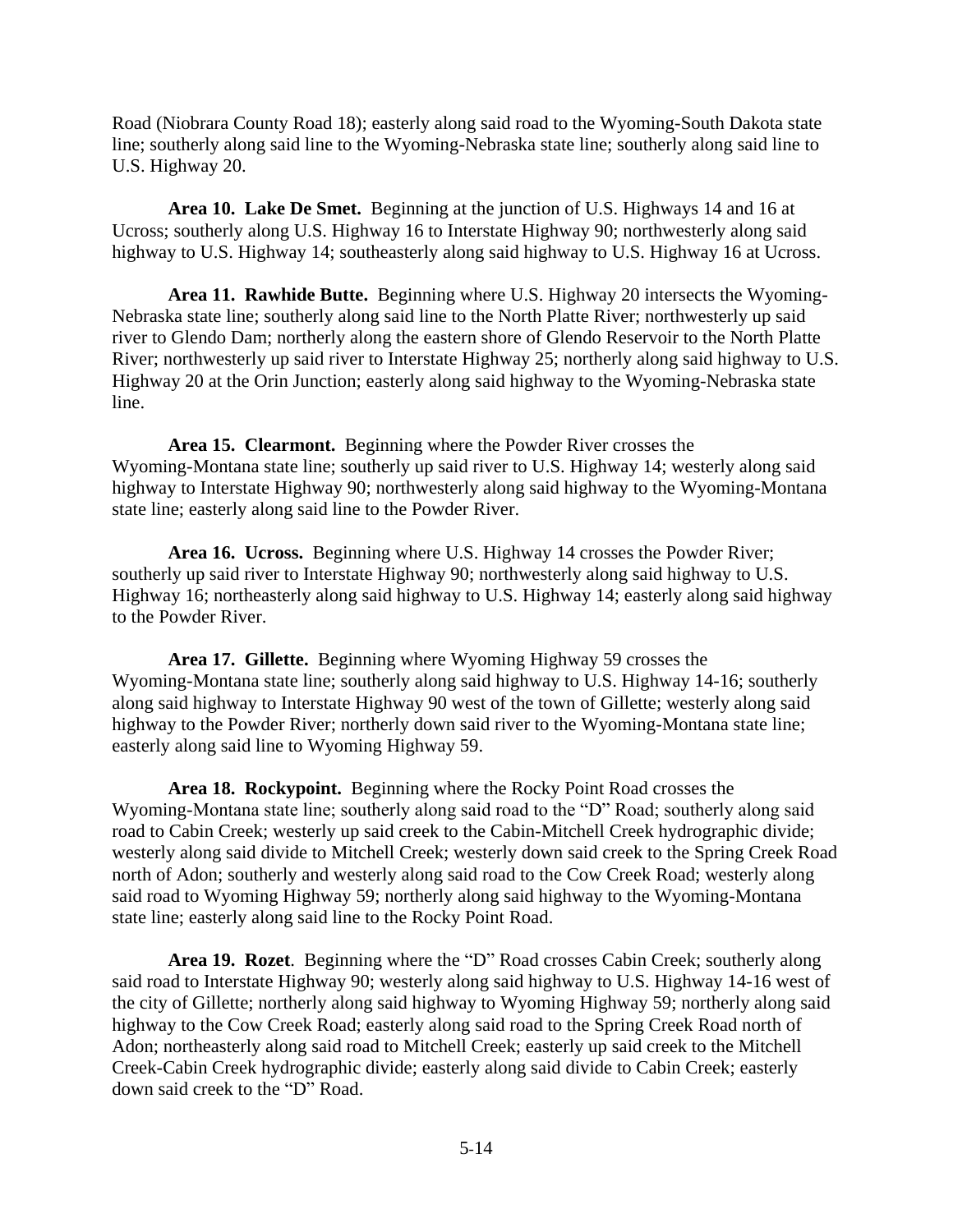Road (Niobrara County Road 18); easterly along said road to the Wyoming-South Dakota state line; southerly along said line to the Wyoming-Nebraska state line; southerly along said line to U.S. Highway 20.

**Area 10. Lake De Smet.** Beginning at the junction of U.S. Highways 14 and 16 at Ucross; southerly along U.S. Highway 16 to Interstate Highway 90; northwesterly along said highway to U.S. Highway 14; southeasterly along said highway to U.S. Highway 16 at Ucross.

**Area 11. Rawhide Butte.** Beginning where U.S. Highway 20 intersects the Wyoming-Nebraska state line; southerly along said line to the North Platte River; northwesterly up said river to Glendo Dam; northerly along the eastern shore of Glendo Reservoir to the North Platte River; northwesterly up said river to Interstate Highway 25; northerly along said highway to U.S. Highway 20 at the Orin Junction; easterly along said highway to the Wyoming-Nebraska state line.

**Area 15. Clearmont.** Beginning where the Powder River crosses the Wyoming-Montana state line; southerly up said river to U.S. Highway 14; westerly along said highway to Interstate Highway 90; northwesterly along said highway to the Wyoming-Montana state line; easterly along said line to the Powder River.

**Area 16. Ucross.** Beginning where U.S. Highway 14 crosses the Powder River; southerly up said river to Interstate Highway 90; northwesterly along said highway to U.S. Highway 16; northeasterly along said highway to U.S. Highway 14; easterly along said highway to the Powder River.

**Area 17. Gillette.** Beginning where Wyoming Highway 59 crosses the Wyoming-Montana state line; southerly along said highway to U.S. Highway 14-16; southerly along said highway to Interstate Highway 90 west of the town of Gillette; westerly along said highway to the Powder River; northerly down said river to the Wyoming-Montana state line; easterly along said line to Wyoming Highway 59.

**Area 18. Rockypoint.** Beginning where the Rocky Point Road crosses the Wyoming-Montana state line; southerly along said road to the "D" Road; southerly along said road to Cabin Creek; westerly up said creek to the Cabin-Mitchell Creek hydrographic divide; westerly along said divide to Mitchell Creek; westerly down said creek to the Spring Creek Road north of Adon; southerly and westerly along said road to the Cow Creek Road; westerly along said road to Wyoming Highway 59; northerly along said highway to the Wyoming-Montana state line; easterly along said line to the Rocky Point Road.

**Area 19. Rozet**. Beginning where the "D" Road crosses Cabin Creek; southerly along said road to Interstate Highway 90; westerly along said highway to U.S. Highway 14-16 west of the city of Gillette; northerly along said highway to Wyoming Highway 59; northerly along said highway to the Cow Creek Road; easterly along said road to the Spring Creek Road north of Adon; northeasterly along said road to Mitchell Creek; easterly up said creek to the Mitchell Creek-Cabin Creek hydrographic divide; easterly along said divide to Cabin Creek; easterly down said creek to the "D" Road.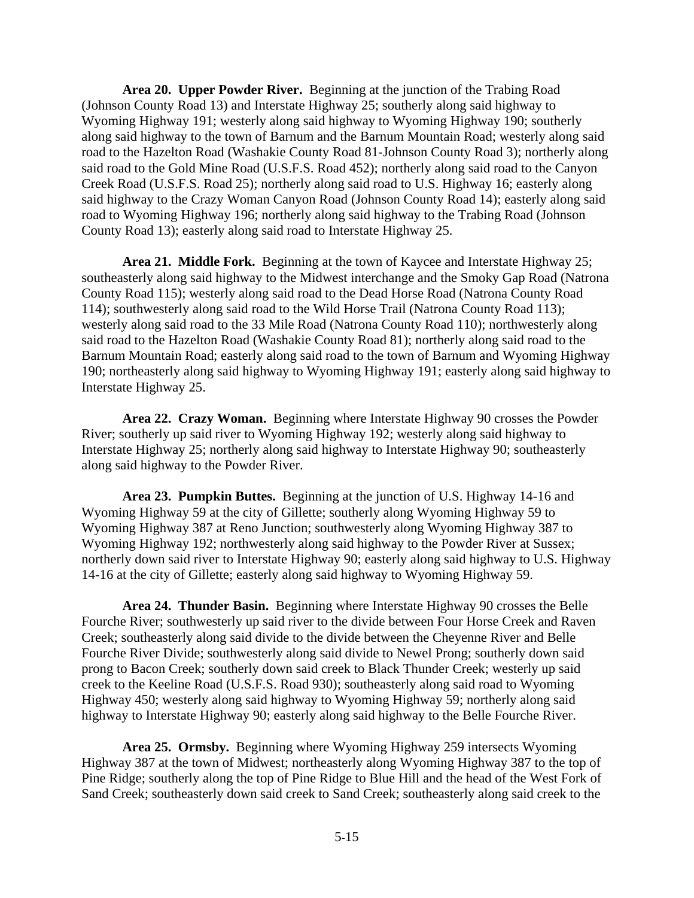**Area 20. Upper Powder River.** Beginning at the junction of the Trabing Road (Johnson County Road 13) and Interstate Highway 25; southerly along said highway to Wyoming Highway 191; westerly along said highway to Wyoming Highway 190; southerly along said highway to the town of Barnum and the Barnum Mountain Road; westerly along said road to the Hazelton Road (Washakie County Road 81-Johnson County Road 3); northerly along said road to the Gold Mine Road (U.S.F.S. Road 452); northerly along said road to the Canyon Creek Road (U.S.F.S. Road 25); northerly along said road to U.S. Highway 16; easterly along said highway to the Crazy Woman Canyon Road (Johnson County Road 14); easterly along said road to Wyoming Highway 196; northerly along said highway to the Trabing Road (Johnson County Road 13); easterly along said road to Interstate Highway 25.

**Area 21. Middle Fork.** Beginning at the town of Kaycee and Interstate Highway 25; southeasterly along said highway to the Midwest interchange and the Smoky Gap Road (Natrona County Road 115); westerly along said road to the Dead Horse Road (Natrona County Road 114); southwesterly along said road to the Wild Horse Trail (Natrona County Road 113); westerly along said road to the 33 Mile Road (Natrona County Road 110); northwesterly along said road to the Hazelton Road (Washakie County Road 81); northerly along said road to the Barnum Mountain Road; easterly along said road to the town of Barnum and Wyoming Highway 190; northeasterly along said highway to Wyoming Highway 191; easterly along said highway to Interstate Highway 25.

**Area 22. Crazy Woman.** Beginning where Interstate Highway 90 crosses the Powder River; southerly up said river to Wyoming Highway 192; westerly along said highway to Interstate Highway 25; northerly along said highway to Interstate Highway 90; southeasterly along said highway to the Powder River.

**Area 23. Pumpkin Buttes.** Beginning at the junction of U.S. Highway 14-16 and Wyoming Highway 59 at the city of Gillette; southerly along Wyoming Highway 59 to Wyoming Highway 387 at Reno Junction; southwesterly along Wyoming Highway 387 to Wyoming Highway 192; northwesterly along said highway to the Powder River at Sussex; northerly down said river to Interstate Highway 90; easterly along said highway to U.S. Highway 14-16 at the city of Gillette; easterly along said highway to Wyoming Highway 59.

**Area 24. Thunder Basin.** Beginning where Interstate Highway 90 crosses the Belle Fourche River; southwesterly up said river to the divide between Four Horse Creek and Raven Creek; southeasterly along said divide to the divide between the Cheyenne River and Belle Fourche River Divide; southwesterly along said divide to Newel Prong; southerly down said prong to Bacon Creek; southerly down said creek to Black Thunder Creek; westerly up said creek to the Keeline Road (U.S.F.S. Road 930); southeasterly along said road to Wyoming Highway 450; westerly along said highway to Wyoming Highway 59; northerly along said highway to Interstate Highway 90; easterly along said highway to the Belle Fourche River.

**Area 25. Ormsby.** Beginning where Wyoming Highway 259 intersects Wyoming Highway 387 at the town of Midwest; northeasterly along Wyoming Highway 387 to the top of Pine Ridge; southerly along the top of Pine Ridge to Blue Hill and the head of the West Fork of Sand Creek; southeasterly down said creek to Sand Creek; southeasterly along said creek to the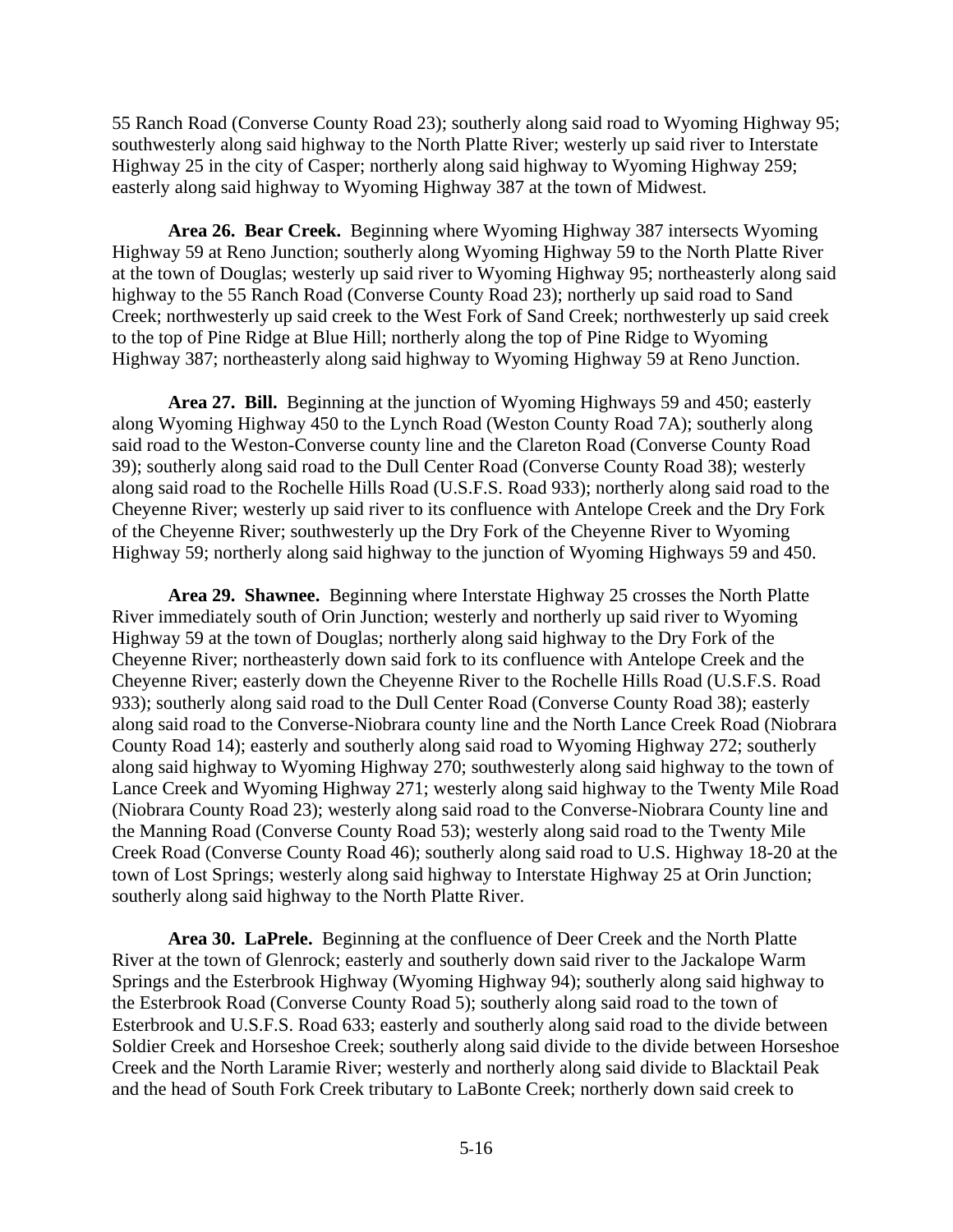55 Ranch Road (Converse County Road 23); southerly along said road to Wyoming Highway 95; southwesterly along said highway to the North Platte River; westerly up said river to Interstate Highway 25 in the city of Casper; northerly along said highway to Wyoming Highway 259; easterly along said highway to Wyoming Highway 387 at the town of Midwest.

**Area 26. Bear Creek.** Beginning where Wyoming Highway 387 intersects Wyoming Highway 59 at Reno Junction; southerly along Wyoming Highway 59 to the North Platte River at the town of Douglas; westerly up said river to Wyoming Highway 95; northeasterly along said highway to the 55 Ranch Road (Converse County Road 23); northerly up said road to Sand Creek; northwesterly up said creek to the West Fork of Sand Creek; northwesterly up said creek to the top of Pine Ridge at Blue Hill; northerly along the top of Pine Ridge to Wyoming Highway 387; northeasterly along said highway to Wyoming Highway 59 at Reno Junction.

**Area 27. Bill.** Beginning at the junction of Wyoming Highways 59 and 450; easterly along Wyoming Highway 450 to the Lynch Road (Weston County Road 7A); southerly along said road to the Weston-Converse county line and the Clareton Road (Converse County Road 39); southerly along said road to the Dull Center Road (Converse County Road 38); westerly along said road to the Rochelle Hills Road (U.S.F.S. Road 933); northerly along said road to the Cheyenne River; westerly up said river to its confluence with Antelope Creek and the Dry Fork of the Cheyenne River; southwesterly up the Dry Fork of the Cheyenne River to Wyoming Highway 59; northerly along said highway to the junction of Wyoming Highways 59 and 450.

**Area 29. Shawnee.** Beginning where Interstate Highway 25 crosses the North Platte River immediately south of Orin Junction; westerly and northerly up said river to Wyoming Highway 59 at the town of Douglas; northerly along said highway to the Dry Fork of the Cheyenne River; northeasterly down said fork to its confluence with Antelope Creek and the Cheyenne River; easterly down the Cheyenne River to the Rochelle Hills Road (U.S.F.S. Road 933); southerly along said road to the Dull Center Road (Converse County Road 38); easterly along said road to the Converse-Niobrara county line and the North Lance Creek Road (Niobrara County Road 14); easterly and southerly along said road to Wyoming Highway 272; southerly along said highway to Wyoming Highway 270; southwesterly along said highway to the town of Lance Creek and Wyoming Highway 271; westerly along said highway to the Twenty Mile Road (Niobrara County Road 23); westerly along said road to the Converse-Niobrara County line and the Manning Road (Converse County Road 53); westerly along said road to the Twenty Mile Creek Road (Converse County Road 46); southerly along said road to U.S. Highway 18-20 at the town of Lost Springs; westerly along said highway to Interstate Highway 25 at Orin Junction; southerly along said highway to the North Platte River.

**Area 30. LaPrele.** Beginning at the confluence of Deer Creek and the North Platte River at the town of Glenrock; easterly and southerly down said river to the Jackalope Warm Springs and the Esterbrook Highway (Wyoming Highway 94); southerly along said highway to the Esterbrook Road (Converse County Road 5); southerly along said road to the town of Esterbrook and U.S.F.S. Road 633; easterly and southerly along said road to the divide between Soldier Creek and Horseshoe Creek; southerly along said divide to the divide between Horseshoe Creek and the North Laramie River; westerly and northerly along said divide to Blacktail Peak and the head of South Fork Creek tributary to LaBonte Creek; northerly down said creek to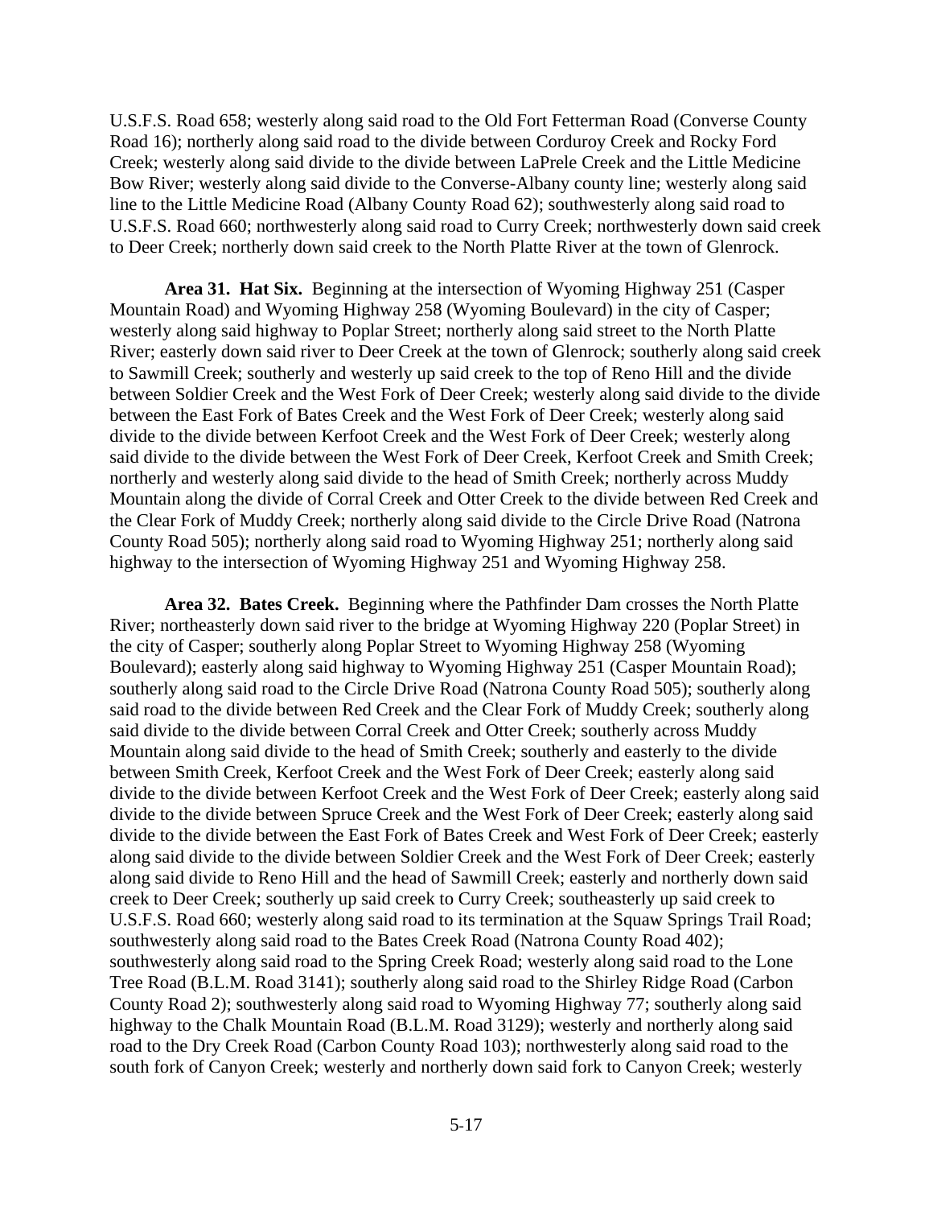U.S.F.S. Road 658; westerly along said road to the Old Fort Fetterman Road (Converse County Road 16); northerly along said road to the divide between Corduroy Creek and Rocky Ford Creek; westerly along said divide to the divide between LaPrele Creek and the Little Medicine Bow River; westerly along said divide to the Converse-Albany county line; westerly along said line to the Little Medicine Road (Albany County Road 62); southwesterly along said road to U.S.F.S. Road 660; northwesterly along said road to Curry Creek; northwesterly down said creek to Deer Creek; northerly down said creek to the North Platte River at the town of Glenrock.

**Area 31. Hat Six.** Beginning at the intersection of Wyoming Highway 251 (Casper Mountain Road) and Wyoming Highway 258 (Wyoming Boulevard) in the city of Casper; westerly along said highway to Poplar Street; northerly along said street to the North Platte River; easterly down said river to Deer Creek at the town of Glenrock; southerly along said creek to Sawmill Creek; southerly and westerly up said creek to the top of Reno Hill and the divide between Soldier Creek and the West Fork of Deer Creek; westerly along said divide to the divide between the East Fork of Bates Creek and the West Fork of Deer Creek; westerly along said divide to the divide between Kerfoot Creek and the West Fork of Deer Creek; westerly along said divide to the divide between the West Fork of Deer Creek, Kerfoot Creek and Smith Creek; northerly and westerly along said divide to the head of Smith Creek; northerly across Muddy Mountain along the divide of Corral Creek and Otter Creek to the divide between Red Creek and the Clear Fork of Muddy Creek; northerly along said divide to the Circle Drive Road (Natrona County Road 505); northerly along said road to Wyoming Highway 251; northerly along said highway to the intersection of Wyoming Highway 251 and Wyoming Highway 258.

**Area 32. Bates Creek.** Beginning where the Pathfinder Dam crosses the North Platte River; northeasterly down said river to the bridge at Wyoming Highway 220 (Poplar Street) in the city of Casper; southerly along Poplar Street to Wyoming Highway 258 (Wyoming Boulevard); easterly along said highway to Wyoming Highway 251 (Casper Mountain Road); southerly along said road to the Circle Drive Road (Natrona County Road 505); southerly along said road to the divide between Red Creek and the Clear Fork of Muddy Creek; southerly along said divide to the divide between Corral Creek and Otter Creek; southerly across Muddy Mountain along said divide to the head of Smith Creek; southerly and easterly to the divide between Smith Creek, Kerfoot Creek and the West Fork of Deer Creek; easterly along said divide to the divide between Kerfoot Creek and the West Fork of Deer Creek; easterly along said divide to the divide between Spruce Creek and the West Fork of Deer Creek; easterly along said divide to the divide between the East Fork of Bates Creek and West Fork of Deer Creek; easterly along said divide to the divide between Soldier Creek and the West Fork of Deer Creek; easterly along said divide to Reno Hill and the head of Sawmill Creek; easterly and northerly down said creek to Deer Creek; southerly up said creek to Curry Creek; southeasterly up said creek to U.S.F.S. Road 660; westerly along said road to its termination at the Squaw Springs Trail Road; southwesterly along said road to the Bates Creek Road (Natrona County Road 402); southwesterly along said road to the Spring Creek Road; westerly along said road to the Lone Tree Road (B.L.M. Road 3141); southerly along said road to the Shirley Ridge Road (Carbon County Road 2); southwesterly along said road to Wyoming Highway 77; southerly along said highway to the Chalk Mountain Road (B.L.M. Road 3129); westerly and northerly along said road to the Dry Creek Road (Carbon County Road 103); northwesterly along said road to the south fork of Canyon Creek; westerly and northerly down said fork to Canyon Creek; westerly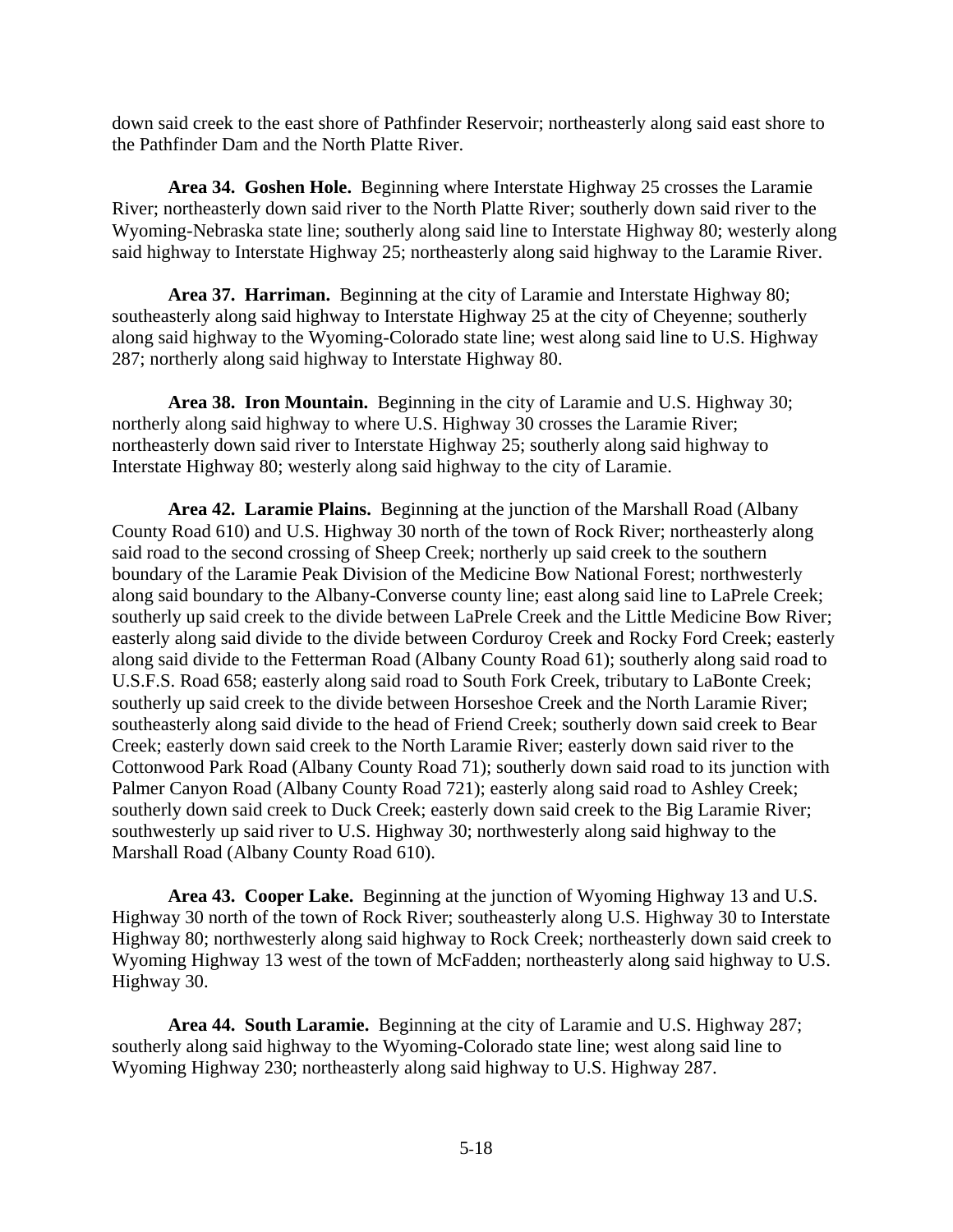down said creek to the east shore of Pathfinder Reservoir; northeasterly along said east shore to the Pathfinder Dam and the North Platte River.

**Area 34. Goshen Hole.** Beginning where Interstate Highway 25 crosses the Laramie River; northeasterly down said river to the North Platte River; southerly down said river to the Wyoming-Nebraska state line; southerly along said line to Interstate Highway 80; westerly along said highway to Interstate Highway 25; northeasterly along said highway to the Laramie River.

**Area 37. Harriman.** Beginning at the city of Laramie and Interstate Highway 80; southeasterly along said highway to Interstate Highway 25 at the city of Cheyenne; southerly along said highway to the Wyoming-Colorado state line; west along said line to U.S. Highway 287; northerly along said highway to Interstate Highway 80.

**Area 38. Iron Mountain.** Beginning in the city of Laramie and U.S. Highway 30; northerly along said highway to where U.S. Highway 30 crosses the Laramie River; northeasterly down said river to Interstate Highway 25; southerly along said highway to Interstate Highway 80; westerly along said highway to the city of Laramie.

**Area 42. Laramie Plains.** Beginning at the junction of the Marshall Road (Albany County Road 610) and U.S. Highway 30 north of the town of Rock River; northeasterly along said road to the second crossing of Sheep Creek; northerly up said creek to the southern boundary of the Laramie Peak Division of the Medicine Bow National Forest; northwesterly along said boundary to the Albany-Converse county line; east along said line to LaPrele Creek; southerly up said creek to the divide between LaPrele Creek and the Little Medicine Bow River; easterly along said divide to the divide between Corduroy Creek and Rocky Ford Creek; easterly along said divide to the Fetterman Road (Albany County Road 61); southerly along said road to U.S.F.S. Road 658; easterly along said road to South Fork Creek, tributary to LaBonte Creek; southerly up said creek to the divide between Horseshoe Creek and the North Laramie River; southeasterly along said divide to the head of Friend Creek; southerly down said creek to Bear Creek; easterly down said creek to the North Laramie River; easterly down said river to the Cottonwood Park Road (Albany County Road 71); southerly down said road to its junction with Palmer Canyon Road (Albany County Road 721); easterly along said road to Ashley Creek; southerly down said creek to Duck Creek; easterly down said creek to the Big Laramie River; southwesterly up said river to U.S. Highway 30; northwesterly along said highway to the Marshall Road (Albany County Road 610).

**Area 43. Cooper Lake.** Beginning at the junction of Wyoming Highway 13 and U.S. Highway 30 north of the town of Rock River; southeasterly along U.S. Highway 30 to Interstate Highway 80; northwesterly along said highway to Rock Creek; northeasterly down said creek to Wyoming Highway 13 west of the town of McFadden; northeasterly along said highway to U.S. Highway 30.

**Area 44. South Laramie.** Beginning at the city of Laramie and U.S. Highway 287; southerly along said highway to the Wyoming-Colorado state line; west along said line to Wyoming Highway 230; northeasterly along said highway to U.S. Highway 287.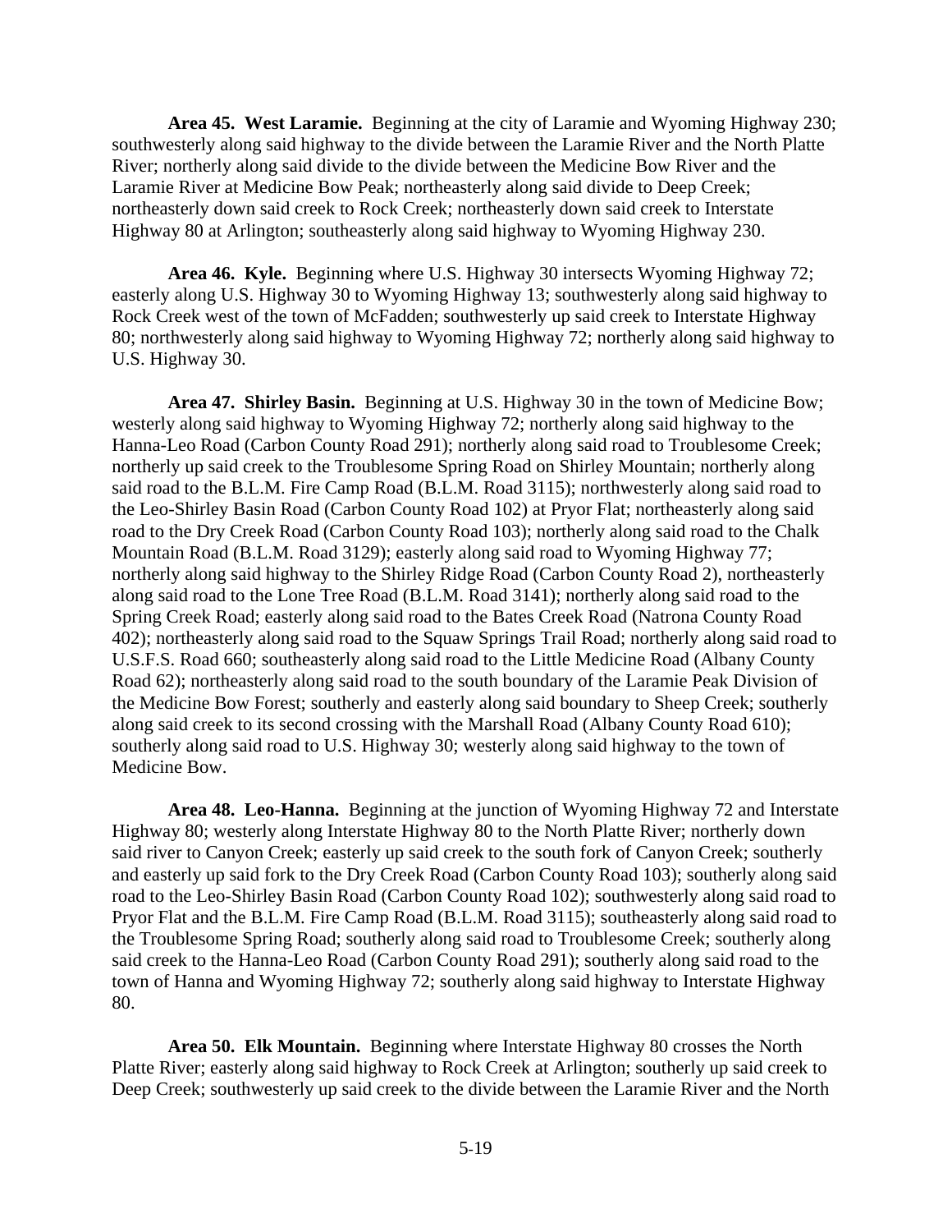**Area 45. West Laramie.** Beginning at the city of Laramie and Wyoming Highway 230; southwesterly along said highway to the divide between the Laramie River and the North Platte River; northerly along said divide to the divide between the Medicine Bow River and the Laramie River at Medicine Bow Peak; northeasterly along said divide to Deep Creek; northeasterly down said creek to Rock Creek; northeasterly down said creek to Interstate Highway 80 at Arlington; southeasterly along said highway to Wyoming Highway 230.

**Area 46. Kyle.** Beginning where U.S. Highway 30 intersects Wyoming Highway 72; easterly along U.S. Highway 30 to Wyoming Highway 13; southwesterly along said highway to Rock Creek west of the town of McFadden; southwesterly up said creek to Interstate Highway 80; northwesterly along said highway to Wyoming Highway 72; northerly along said highway to U.S. Highway 30.

**Area 47. Shirley Basin.** Beginning at U.S. Highway 30 in the town of Medicine Bow; westerly along said highway to Wyoming Highway 72; northerly along said highway to the Hanna-Leo Road (Carbon County Road 291); northerly along said road to Troublesome Creek; northerly up said creek to the Troublesome Spring Road on Shirley Mountain; northerly along said road to the B.L.M. Fire Camp Road (B.L.M. Road 3115); northwesterly along said road to the Leo-Shirley Basin Road (Carbon County Road 102) at Pryor Flat; northeasterly along said road to the Dry Creek Road (Carbon County Road 103); northerly along said road to the Chalk Mountain Road (B.L.M. Road 3129); easterly along said road to Wyoming Highway 77; northerly along said highway to the Shirley Ridge Road (Carbon County Road 2), northeasterly along said road to the Lone Tree Road (B.L.M. Road 3141); northerly along said road to the Spring Creek Road; easterly along said road to the Bates Creek Road (Natrona County Road 402); northeasterly along said road to the Squaw Springs Trail Road; northerly along said road to U.S.F.S. Road 660; southeasterly along said road to the Little Medicine Road (Albany County Road 62); northeasterly along said road to the south boundary of the Laramie Peak Division of the Medicine Bow Forest; southerly and easterly along said boundary to Sheep Creek; southerly along said creek to its second crossing with the Marshall Road (Albany County Road 610); southerly along said road to U.S. Highway 30; westerly along said highway to the town of Medicine Bow.

**Area 48. Leo-Hanna.** Beginning at the junction of Wyoming Highway 72 and Interstate Highway 80; westerly along Interstate Highway 80 to the North Platte River; northerly down said river to Canyon Creek; easterly up said creek to the south fork of Canyon Creek; southerly and easterly up said fork to the Dry Creek Road (Carbon County Road 103); southerly along said road to the Leo-Shirley Basin Road (Carbon County Road 102); southwesterly along said road to Pryor Flat and the B.L.M. Fire Camp Road (B.L.M. Road 3115); southeasterly along said road to the Troublesome Spring Road; southerly along said road to Troublesome Creek; southerly along said creek to the Hanna-Leo Road (Carbon County Road 291); southerly along said road to the town of Hanna and Wyoming Highway 72; southerly along said highway to Interstate Highway 80.

**Area 50. Elk Mountain.** Beginning where Interstate Highway 80 crosses the North Platte River; easterly along said highway to Rock Creek at Arlington; southerly up said creek to Deep Creek; southwesterly up said creek to the divide between the Laramie River and the North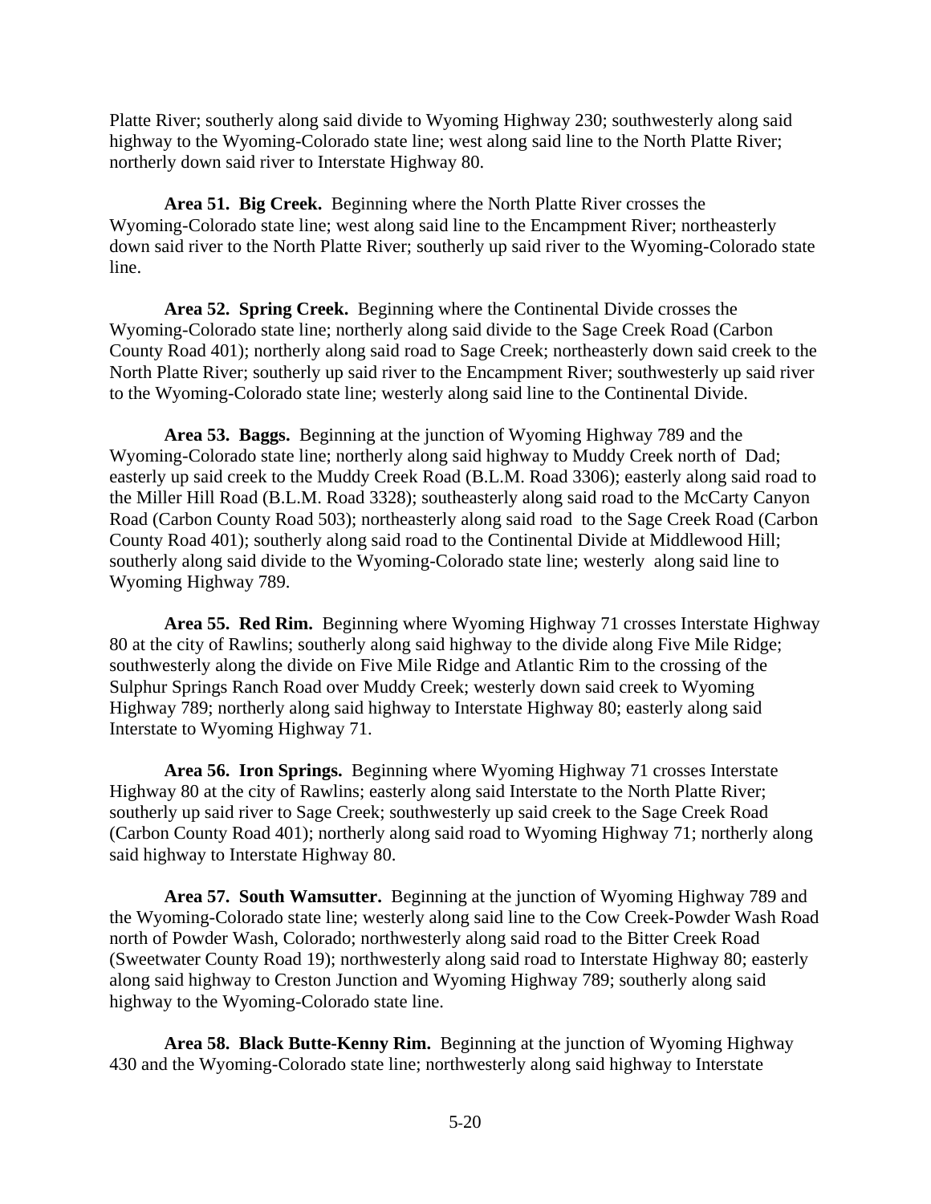Platte River; southerly along said divide to Wyoming Highway 230; southwesterly along said highway to the Wyoming-Colorado state line; west along said line to the North Platte River; northerly down said river to Interstate Highway 80.

**Area 51. Big Creek.** Beginning where the North Platte River crosses the Wyoming-Colorado state line; west along said line to the Encampment River; northeasterly down said river to the North Platte River; southerly up said river to the Wyoming-Colorado state line.

**Area 52. Spring Creek.** Beginning where the Continental Divide crosses the Wyoming-Colorado state line; northerly along said divide to the Sage Creek Road (Carbon County Road 401); northerly along said road to Sage Creek; northeasterly down said creek to the North Platte River; southerly up said river to the Encampment River; southwesterly up said river to the Wyoming-Colorado state line; westerly along said line to the Continental Divide.

**Area 53. Baggs.** Beginning at the junction of Wyoming Highway 789 and the Wyoming-Colorado state line; northerly along said highway to Muddy Creek north of Dad; easterly up said creek to the Muddy Creek Road (B.L.M. Road 3306); easterly along said road to the Miller Hill Road (B.L.M. Road 3328); southeasterly along said road to the McCarty Canyon Road (Carbon County Road 503); northeasterly along said road to the Sage Creek Road (Carbon County Road 401); southerly along said road to the Continental Divide at Middlewood Hill; southerly along said divide to the Wyoming-Colorado state line; westerly along said line to Wyoming Highway 789.

**Area 55. Red Rim.** Beginning where Wyoming Highway 71 crosses Interstate Highway 80 at the city of Rawlins; southerly along said highway to the divide along Five Mile Ridge; southwesterly along the divide on Five Mile Ridge and Atlantic Rim to the crossing of the Sulphur Springs Ranch Road over Muddy Creek; westerly down said creek to Wyoming Highway 789; northerly along said highway to Interstate Highway 80; easterly along said Interstate to Wyoming Highway 71.

**Area 56. Iron Springs.** Beginning where Wyoming Highway 71 crosses Interstate Highway 80 at the city of Rawlins; easterly along said Interstate to the North Platte River; southerly up said river to Sage Creek; southwesterly up said creek to the Sage Creek Road (Carbon County Road 401); northerly along said road to Wyoming Highway 71; northerly along said highway to Interstate Highway 80.

**Area 57. South Wamsutter.** Beginning at the junction of Wyoming Highway 789 and the Wyoming-Colorado state line; westerly along said line to the Cow Creek-Powder Wash Road north of Powder Wash, Colorado; northwesterly along said road to the Bitter Creek Road (Sweetwater County Road 19); northwesterly along said road to Interstate Highway 80; easterly along said highway to Creston Junction and Wyoming Highway 789; southerly along said highway to the Wyoming-Colorado state line.

**Area 58. Black Butte-Kenny Rim.** Beginning at the junction of Wyoming Highway 430 and the Wyoming-Colorado state line; northwesterly along said highway to Interstate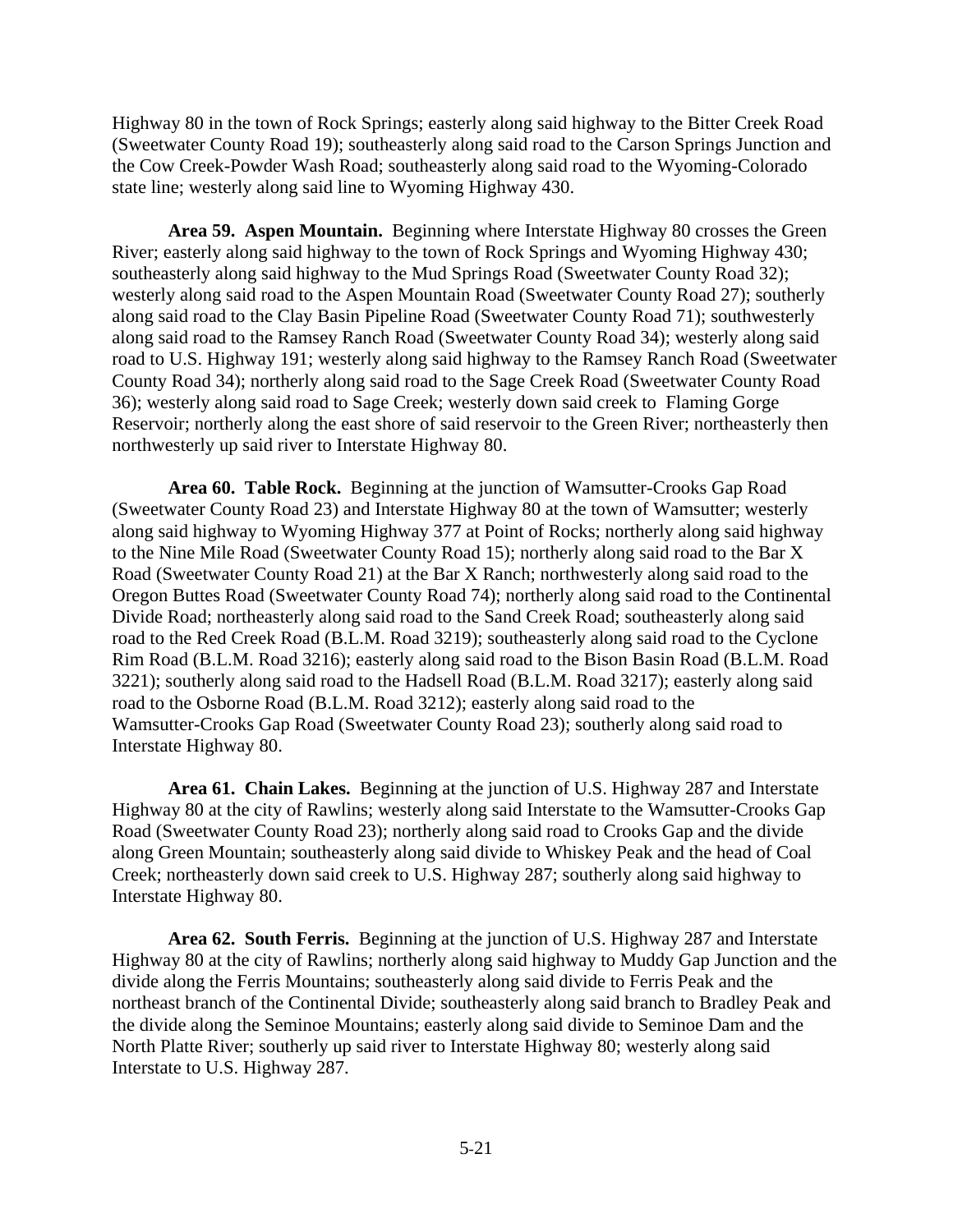Highway 80 in the town of Rock Springs; easterly along said highway to the Bitter Creek Road (Sweetwater County Road 19); southeasterly along said road to the Carson Springs Junction and the Cow Creek-Powder Wash Road; southeasterly along said road to the Wyoming-Colorado state line; westerly along said line to Wyoming Highway 430.

**Area 59. Aspen Mountain.** Beginning where Interstate Highway 80 crosses the Green River; easterly along said highway to the town of Rock Springs and Wyoming Highway 430; southeasterly along said highway to the Mud Springs Road (Sweetwater County Road 32); westerly along said road to the Aspen Mountain Road (Sweetwater County Road 27); southerly along said road to the Clay Basin Pipeline Road (Sweetwater County Road 71); southwesterly along said road to the Ramsey Ranch Road (Sweetwater County Road 34); westerly along said road to U.S. Highway 191; westerly along said highway to the Ramsey Ranch Road (Sweetwater County Road 34); northerly along said road to the Sage Creek Road (Sweetwater County Road 36); westerly along said road to Sage Creek; westerly down said creek to Flaming Gorge Reservoir; northerly along the east shore of said reservoir to the Green River; northeasterly then northwesterly up said river to Interstate Highway 80.

**Area 60. Table Rock.** Beginning at the junction of Wamsutter-Crooks Gap Road (Sweetwater County Road 23) and Interstate Highway 80 at the town of Wamsutter; westerly along said highway to Wyoming Highway 377 at Point of Rocks; northerly along said highway to the Nine Mile Road (Sweetwater County Road 15); northerly along said road to the Bar X Road (Sweetwater County Road 21) at the Bar X Ranch; northwesterly along said road to the Oregon Buttes Road (Sweetwater County Road 74); northerly along said road to the Continental Divide Road; northeasterly along said road to the Sand Creek Road; southeasterly along said road to the Red Creek Road (B.L.M. Road 3219); southeasterly along said road to the Cyclone Rim Road (B.L.M. Road 3216); easterly along said road to the Bison Basin Road (B.L.M. Road 3221); southerly along said road to the Hadsell Road (B.L.M. Road 3217); easterly along said road to the Osborne Road (B.L.M. Road 3212); easterly along said road to the Wamsutter-Crooks Gap Road (Sweetwater County Road 23); southerly along said road to Interstate Highway 80.

**Area 61. Chain Lakes.** Beginning at the junction of U.S. Highway 287 and Interstate Highway 80 at the city of Rawlins; westerly along said Interstate to the Wamsutter-Crooks Gap Road (Sweetwater County Road 23); northerly along said road to Crooks Gap and the divide along Green Mountain; southeasterly along said divide to Whiskey Peak and the head of Coal Creek; northeasterly down said creek to U.S. Highway 287; southerly along said highway to Interstate Highway 80.

**Area 62. South Ferris.** Beginning at the junction of U.S. Highway 287 and Interstate Highway 80 at the city of Rawlins; northerly along said highway to Muddy Gap Junction and the divide along the Ferris Mountains; southeasterly along said divide to Ferris Peak and the northeast branch of the Continental Divide; southeasterly along said branch to Bradley Peak and the divide along the Seminoe Mountains; easterly along said divide to Seminoe Dam and the North Platte River; southerly up said river to Interstate Highway 80; westerly along said Interstate to U.S. Highway 287.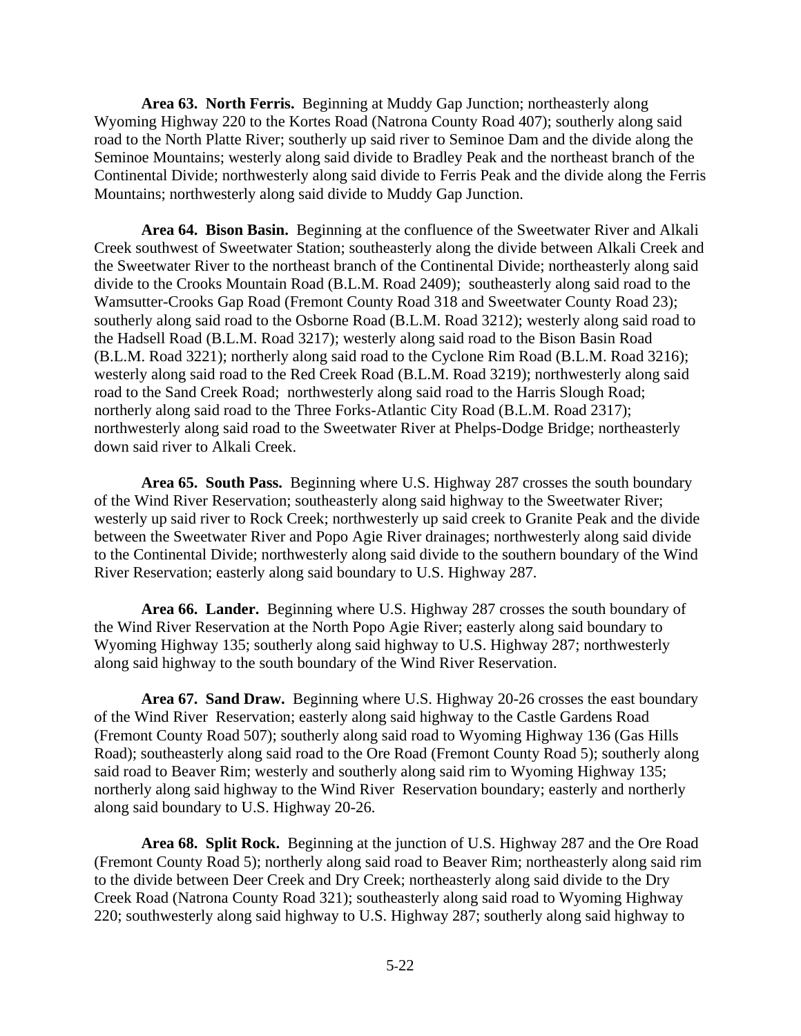**Area 63. North Ferris.** Beginning at Muddy Gap Junction; northeasterly along Wyoming Highway 220 to the Kortes Road (Natrona County Road 407); southerly along said road to the North Platte River; southerly up said river to Seminoe Dam and the divide along the Seminoe Mountains; westerly along said divide to Bradley Peak and the northeast branch of the Continental Divide; northwesterly along said divide to Ferris Peak and the divide along the Ferris Mountains; northwesterly along said divide to Muddy Gap Junction.

**Area 64. Bison Basin.** Beginning at the confluence of the Sweetwater River and Alkali Creek southwest of Sweetwater Station; southeasterly along the divide between Alkali Creek and the Sweetwater River to the northeast branch of the Continental Divide; northeasterly along said divide to the Crooks Mountain Road (B.L.M. Road 2409); southeasterly along said road to the Wamsutter-Crooks Gap Road (Fremont County Road 318 and Sweetwater County Road 23); southerly along said road to the Osborne Road (B.L.M. Road 3212); westerly along said road to the Hadsell Road (B.L.M. Road 3217); westerly along said road to the Bison Basin Road (B.L.M. Road 3221); northerly along said road to the Cyclone Rim Road (B.L.M. Road 3216); westerly along said road to the Red Creek Road (B.L.M. Road 3219); northwesterly along said road to the Sand Creek Road; northwesterly along said road to the Harris Slough Road; northerly along said road to the Three Forks-Atlantic City Road (B.L.M. Road 2317); northwesterly along said road to the Sweetwater River at Phelps-Dodge Bridge; northeasterly down said river to Alkali Creek.

**Area 65. South Pass.** Beginning where U.S. Highway 287 crosses the south boundary of the Wind River Reservation; southeasterly along said highway to the Sweetwater River; westerly up said river to Rock Creek; northwesterly up said creek to Granite Peak and the divide between the Sweetwater River and Popo Agie River drainages; northwesterly along said divide to the Continental Divide; northwesterly along said divide to the southern boundary of the Wind River Reservation; easterly along said boundary to U.S. Highway 287.

**Area 66. Lander.** Beginning where U.S. Highway 287 crosses the south boundary of the Wind River Reservation at the North Popo Agie River; easterly along said boundary to Wyoming Highway 135; southerly along said highway to U.S. Highway 287; northwesterly along said highway to the south boundary of the Wind River Reservation.

**Area 67. Sand Draw.** Beginning where U.S. Highway 20-26 crosses the east boundary of the Wind River Reservation; easterly along said highway to the Castle Gardens Road (Fremont County Road 507); southerly along said road to Wyoming Highway 136 (Gas Hills Road); southeasterly along said road to the Ore Road (Fremont County Road 5); southerly along said road to Beaver Rim; westerly and southerly along said rim to Wyoming Highway 135; northerly along said highway to the Wind River Reservation boundary; easterly and northerly along said boundary to U.S. Highway 20-26.

**Area 68. Split Rock.** Beginning at the junction of U.S. Highway 287 and the Ore Road (Fremont County Road 5); northerly along said road to Beaver Rim; northeasterly along said rim to the divide between Deer Creek and Dry Creek; northeasterly along said divide to the Dry Creek Road (Natrona County Road 321); southeasterly along said road to Wyoming Highway 220; southwesterly along said highway to U.S. Highway 287; southerly along said highway to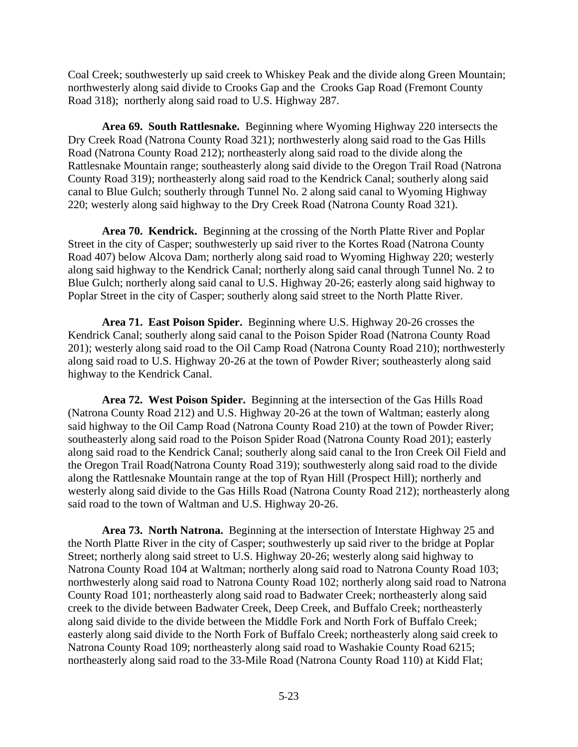Coal Creek; southwesterly up said creek to Whiskey Peak and the divide along Green Mountain; northwesterly along said divide to Crooks Gap and the Crooks Gap Road (Fremont County Road 318); northerly along said road to U.S. Highway 287.

**Area 69. South Rattlesnake.** Beginning where Wyoming Highway 220 intersects the Dry Creek Road (Natrona County Road 321); northwesterly along said road to the Gas Hills Road (Natrona County Road 212); northeasterly along said road to the divide along the Rattlesnake Mountain range; southeasterly along said divide to the Oregon Trail Road (Natrona County Road 319); northeasterly along said road to the Kendrick Canal; southerly along said canal to Blue Gulch; southerly through Tunnel No. 2 along said canal to Wyoming Highway 220; westerly along said highway to the Dry Creek Road (Natrona County Road 321).

**Area 70. Kendrick.** Beginning at the crossing of the North Platte River and Poplar Street in the city of Casper; southwesterly up said river to the Kortes Road (Natrona County Road 407) below Alcova Dam; northerly along said road to Wyoming Highway 220; westerly along said highway to the Kendrick Canal; northerly along said canal through Tunnel No. 2 to Blue Gulch; northerly along said canal to U.S. Highway 20-26; easterly along said highway to Poplar Street in the city of Casper; southerly along said street to the North Platte River.

**Area 71. East Poison Spider.** Beginning where U.S. Highway 20-26 crosses the Kendrick Canal; southerly along said canal to the Poison Spider Road (Natrona County Road 201); westerly along said road to the Oil Camp Road (Natrona County Road 210); northwesterly along said road to U.S. Highway 20-26 at the town of Powder River; southeasterly along said highway to the Kendrick Canal.

**Area 72. West Poison Spider.** Beginning at the intersection of the Gas Hills Road (Natrona County Road 212) and U.S. Highway 20-26 at the town of Waltman; easterly along said highway to the Oil Camp Road (Natrona County Road 210) at the town of Powder River; southeasterly along said road to the Poison Spider Road (Natrona County Road 201); easterly along said road to the Kendrick Canal; southerly along said canal to the Iron Creek Oil Field and the Oregon Trail Road(Natrona County Road 319); southwesterly along said road to the divide along the Rattlesnake Mountain range at the top of Ryan Hill (Prospect Hill); northerly and westerly along said divide to the Gas Hills Road (Natrona County Road 212); northeasterly along said road to the town of Waltman and U.S. Highway 20-26.

**Area 73. North Natrona.** Beginning at the intersection of Interstate Highway 25 and the North Platte River in the city of Casper; southwesterly up said river to the bridge at Poplar Street; northerly along said street to U.S. Highway 20-26; westerly along said highway to Natrona County Road 104 at Waltman; northerly along said road to Natrona County Road 103; northwesterly along said road to Natrona County Road 102; northerly along said road to Natrona County Road 101; northeasterly along said road to Badwater Creek; northeasterly along said creek to the divide between Badwater Creek, Deep Creek, and Buffalo Creek; northeasterly along said divide to the divide between the Middle Fork and North Fork of Buffalo Creek; easterly along said divide to the North Fork of Buffalo Creek; northeasterly along said creek to Natrona County Road 109; northeasterly along said road to Washakie County Road 6215; northeasterly along said road to the 33-Mile Road (Natrona County Road 110) at Kidd Flat;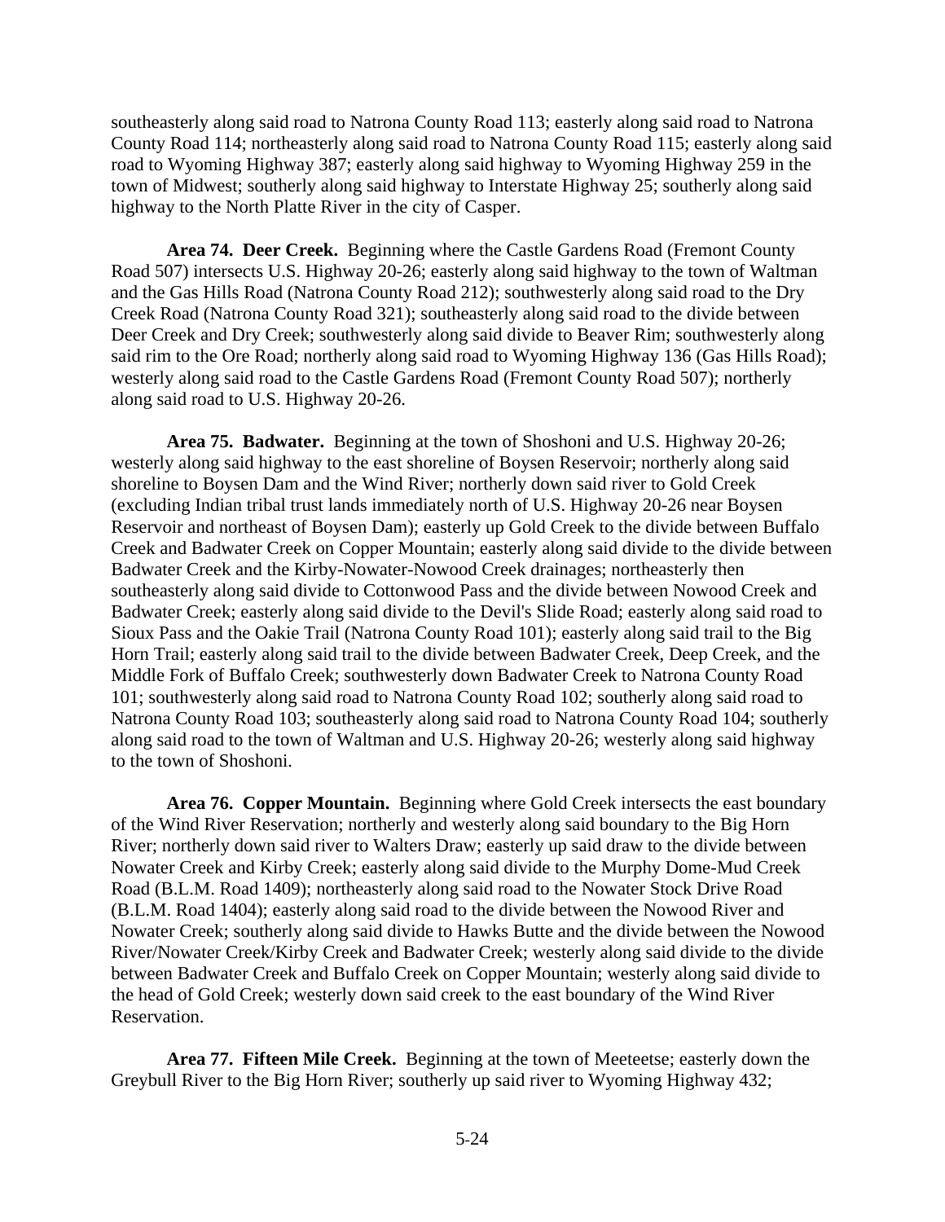southeasterly along said road to Natrona County Road 113; easterly along said road to Natrona County Road 114; northeasterly along said road to Natrona County Road 115; easterly along said road to Wyoming Highway 387; easterly along said highway to Wyoming Highway 259 in the town of Midwest; southerly along said highway to Interstate Highway 25; southerly along said highway to the North Platte River in the city of Casper.

**Area 74. Deer Creek.** Beginning where the Castle Gardens Road (Fremont County Road 507) intersects U.S. Highway 20-26; easterly along said highway to the town of Waltman and the Gas Hills Road (Natrona County Road 212); southwesterly along said road to the Dry Creek Road (Natrona County Road 321); southeasterly along said road to the divide between Deer Creek and Dry Creek; southwesterly along said divide to Beaver Rim; southwesterly along said rim to the Ore Road; northerly along said road to Wyoming Highway 136 (Gas Hills Road); westerly along said road to the Castle Gardens Road (Fremont County Road 507); northerly along said road to U.S. Highway 20-26.

**Area 75. Badwater.** Beginning at the town of Shoshoni and U.S. Highway 20-26; westerly along said highway to the east shoreline of Boysen Reservoir; northerly along said shoreline to Boysen Dam and the Wind River; northerly down said river to Gold Creek (excluding Indian tribal trust lands immediately north of U.S. Highway 20-26 near Boysen Reservoir and northeast of Boysen Dam); easterly up Gold Creek to the divide between Buffalo Creek and Badwater Creek on Copper Mountain; easterly along said divide to the divide between Badwater Creek and the Kirby-Nowater-Nowood Creek drainages; northeasterly then southeasterly along said divide to Cottonwood Pass and the divide between Nowood Creek and Badwater Creek; easterly along said divide to the Devil's Slide Road; easterly along said road to Sioux Pass and the Oakie Trail (Natrona County Road 101); easterly along said trail to the Big Horn Trail; easterly along said trail to the divide between Badwater Creek, Deep Creek, and the Middle Fork of Buffalo Creek; southwesterly down Badwater Creek to Natrona County Road 101; southwesterly along said road to Natrona County Road 102; southerly along said road to Natrona County Road 103; southeasterly along said road to Natrona County Road 104; southerly along said road to the town of Waltman and U.S. Highway 20-26; westerly along said highway to the town of Shoshoni.

**Area 76. Copper Mountain.** Beginning where Gold Creek intersects the east boundary of the Wind River Reservation; northerly and westerly along said boundary to the Big Horn River; northerly down said river to Walters Draw; easterly up said draw to the divide between Nowater Creek and Kirby Creek; easterly along said divide to the Murphy Dome-Mud Creek Road (B.L.M. Road 1409); northeasterly along said road to the Nowater Stock Drive Road (B.L.M. Road 1404); easterly along said road to the divide between the Nowood River and Nowater Creek; southerly along said divide to Hawks Butte and the divide between the Nowood River/Nowater Creek/Kirby Creek and Badwater Creek; westerly along said divide to the divide between Badwater Creek and Buffalo Creek on Copper Mountain; westerly along said divide to the head of Gold Creek; westerly down said creek to the east boundary of the Wind River Reservation.

**Area 77. Fifteen Mile Creek.** Beginning at the town of Meeteetse; easterly down the Greybull River to the Big Horn River; southerly up said river to Wyoming Highway 432;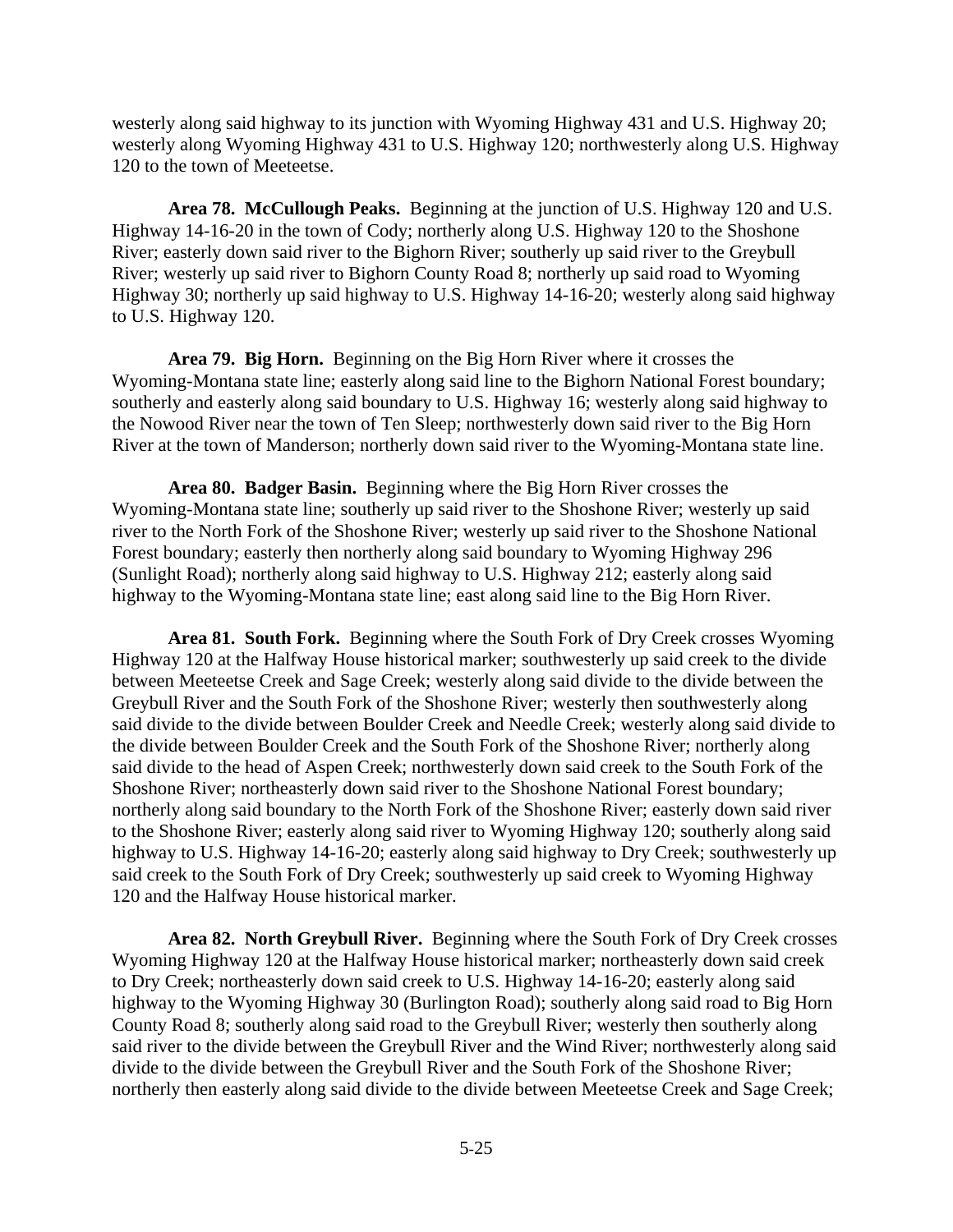westerly along said highway to its junction with Wyoming Highway 431 and U.S. Highway 20; westerly along Wyoming Highway 431 to U.S. Highway 120; northwesterly along U.S. Highway 120 to the town of Meeteetse.

**Area 78. McCullough Peaks.** Beginning at the junction of U.S. Highway 120 and U.S. Highway 14-16-20 in the town of Cody; northerly along U.S. Highway 120 to the Shoshone River; easterly down said river to the Bighorn River; southerly up said river to the Greybull River; westerly up said river to Bighorn County Road 8; northerly up said road to Wyoming Highway 30; northerly up said highway to U.S. Highway 14-16-20; westerly along said highway to U.S. Highway 120.

**Area 79. Big Horn.** Beginning on the Big Horn River where it crosses the Wyoming-Montana state line; easterly along said line to the Bighorn National Forest boundary; southerly and easterly along said boundary to U.S. Highway 16; westerly along said highway to the Nowood River near the town of Ten Sleep; northwesterly down said river to the Big Horn River at the town of Manderson; northerly down said river to the Wyoming-Montana state line.

**Area 80. Badger Basin.** Beginning where the Big Horn River crosses the Wyoming-Montana state line; southerly up said river to the Shoshone River; westerly up said river to the North Fork of the Shoshone River; westerly up said river to the Shoshone National Forest boundary; easterly then northerly along said boundary to Wyoming Highway 296 (Sunlight Road); northerly along said highway to U.S. Highway 212; easterly along said highway to the Wyoming-Montana state line; east along said line to the Big Horn River.

**Area 81. South Fork.** Beginning where the South Fork of Dry Creek crosses Wyoming Highway 120 at the Halfway House historical marker; southwesterly up said creek to the divide between Meeteetse Creek and Sage Creek; westerly along said divide to the divide between the Greybull River and the South Fork of the Shoshone River; westerly then southwesterly along said divide to the divide between Boulder Creek and Needle Creek; westerly along said divide to the divide between Boulder Creek and the South Fork of the Shoshone River; northerly along said divide to the head of Aspen Creek; northwesterly down said creek to the South Fork of the Shoshone River; northeasterly down said river to the Shoshone National Forest boundary; northerly along said boundary to the North Fork of the Shoshone River; easterly down said river to the Shoshone River; easterly along said river to Wyoming Highway 120; southerly along said highway to U.S. Highway 14-16-20; easterly along said highway to Dry Creek; southwesterly up said creek to the South Fork of Dry Creek; southwesterly up said creek to Wyoming Highway 120 and the Halfway House historical marker.

**Area 82. North Greybull River.** Beginning where the South Fork of Dry Creek crosses Wyoming Highway 120 at the Halfway House historical marker; northeasterly down said creek to Dry Creek; northeasterly down said creek to U.S. Highway 14-16-20; easterly along said highway to the Wyoming Highway 30 (Burlington Road); southerly along said road to Big Horn County Road 8; southerly along said road to the Greybull River; westerly then southerly along said river to the divide between the Greybull River and the Wind River; northwesterly along said divide to the divide between the Greybull River and the South Fork of the Shoshone River; northerly then easterly along said divide to the divide between Meeteetse Creek and Sage Creek;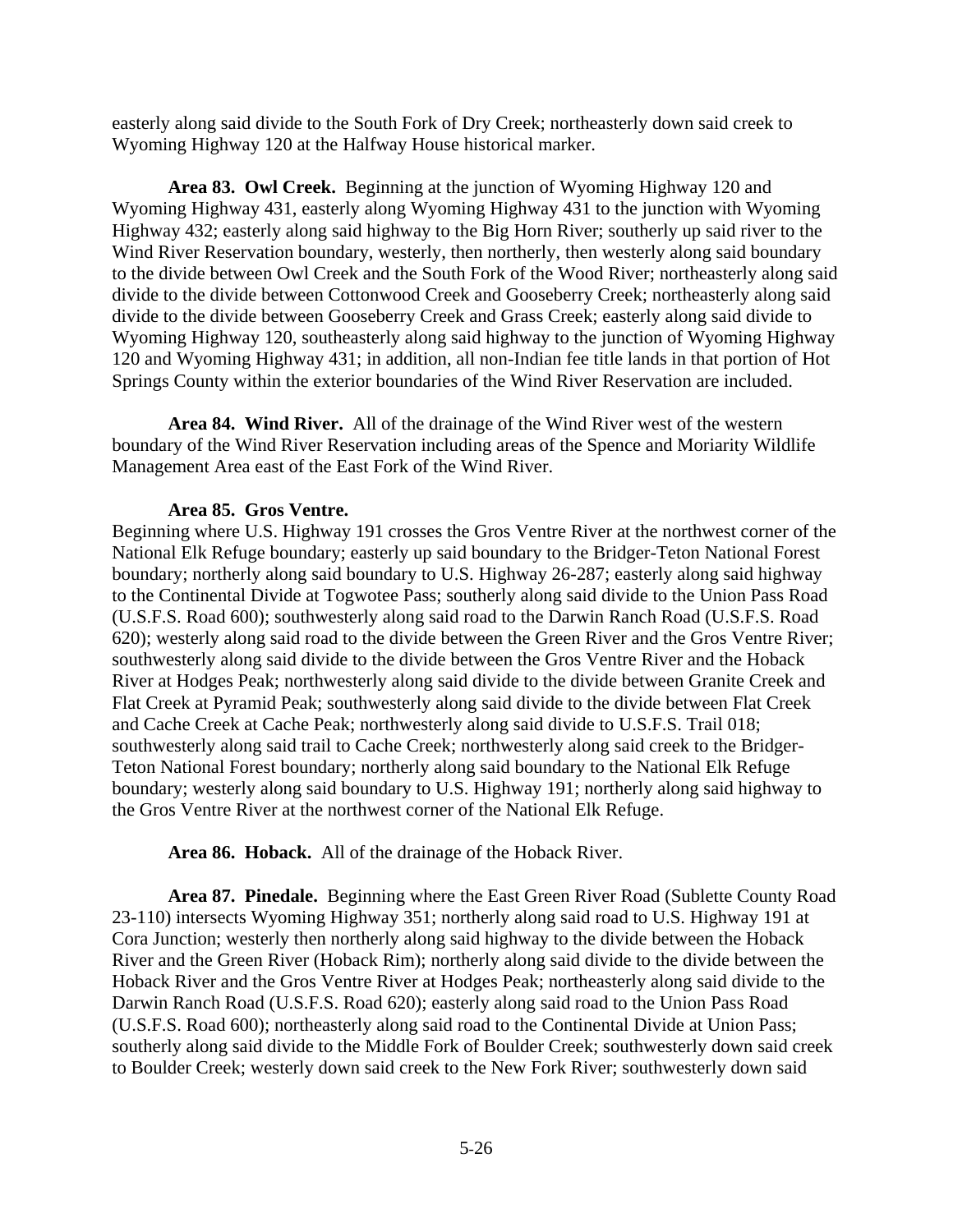easterly along said divide to the South Fork of Dry Creek; northeasterly down said creek to Wyoming Highway 120 at the Halfway House historical marker.

**Area 83. Owl Creek.** Beginning at the junction of Wyoming Highway 120 and Wyoming Highway 431, easterly along Wyoming Highway 431 to the junction with Wyoming Highway 432; easterly along said highway to the Big Horn River; southerly up said river to the Wind River Reservation boundary, westerly, then northerly, then westerly along said boundary to the divide between Owl Creek and the South Fork of the Wood River; northeasterly along said divide to the divide between Cottonwood Creek and Gooseberry Creek; northeasterly along said divide to the divide between Gooseberry Creek and Grass Creek; easterly along said divide to Wyoming Highway 120, southeasterly along said highway to the junction of Wyoming Highway 120 and Wyoming Highway 431; in addition, all non-Indian fee title lands in that portion of Hot Springs County within the exterior boundaries of the Wind River Reservation are included.

**Area 84. Wind River.** All of the drainage of the Wind River west of the western boundary of the Wind River Reservation including areas of the Spence and Moriarity Wildlife Management Area east of the East Fork of the Wind River.

**Area 85. Gros Ventre.**
Beginning where U.S. Highway 191 crosses the Gros Ventre River at the northwest corner of the National Elk Refuge boundary; easterly up said boundary to the Bridger-Teton National Forest boundary; northerly along said boundary to U.S. Highway 26-287; easterly along said highway to the Continental Divide at Togwotee Pass; southerly along said divide to the Union Pass Road (U.S.F.S. Road 600); southwesterly along said road to the Darwin Ranch Road (U.S.F.S. Road 620); westerly along said road to the divide between the Green River and the Gros Ventre River; southwesterly along said divide to the divide between the Gros Ventre River and the Hoback River at Hodges Peak; northwesterly along said divide to the divide between Granite Creek and Flat Creek at Pyramid Peak; southwesterly along said divide to the divide between Flat Creek and Cache Creek at Cache Peak; northwesterly along said divide to U.S.F.S. Trail 018; southwesterly along said trail to Cache Creek; northwesterly along said creek to the Bridger-Teton National Forest boundary; northerly along said boundary to the National Elk Refuge boundary; westerly along said boundary to U.S. Highway 191; northerly along said highway to the Gros Ventre River at the northwest corner of the National Elk Refuge.

**Area 86. Hoback.** All of the drainage of the Hoback River.

**Area 87. Pinedale.** Beginning where the East Green River Road (Sublette County Road 23-110) intersects Wyoming Highway 351; northerly along said road to U.S. Highway 191 at Cora Junction; westerly then northerly along said highway to the divide between the Hoback River and the Green River (Hoback Rim); northerly along said divide to the divide between the Hoback River and the Gros Ventre River at Hodges Peak; northeasterly along said divide to the Darwin Ranch Road (U.S.F.S. Road 620); easterly along said road to the Union Pass Road (U.S.F.S. Road 600); northeasterly along said road to the Continental Divide at Union Pass; southerly along said divide to the Middle Fork of Boulder Creek; southwesterly down said creek to Boulder Creek; westerly down said creek to the New Fork River; southwesterly down said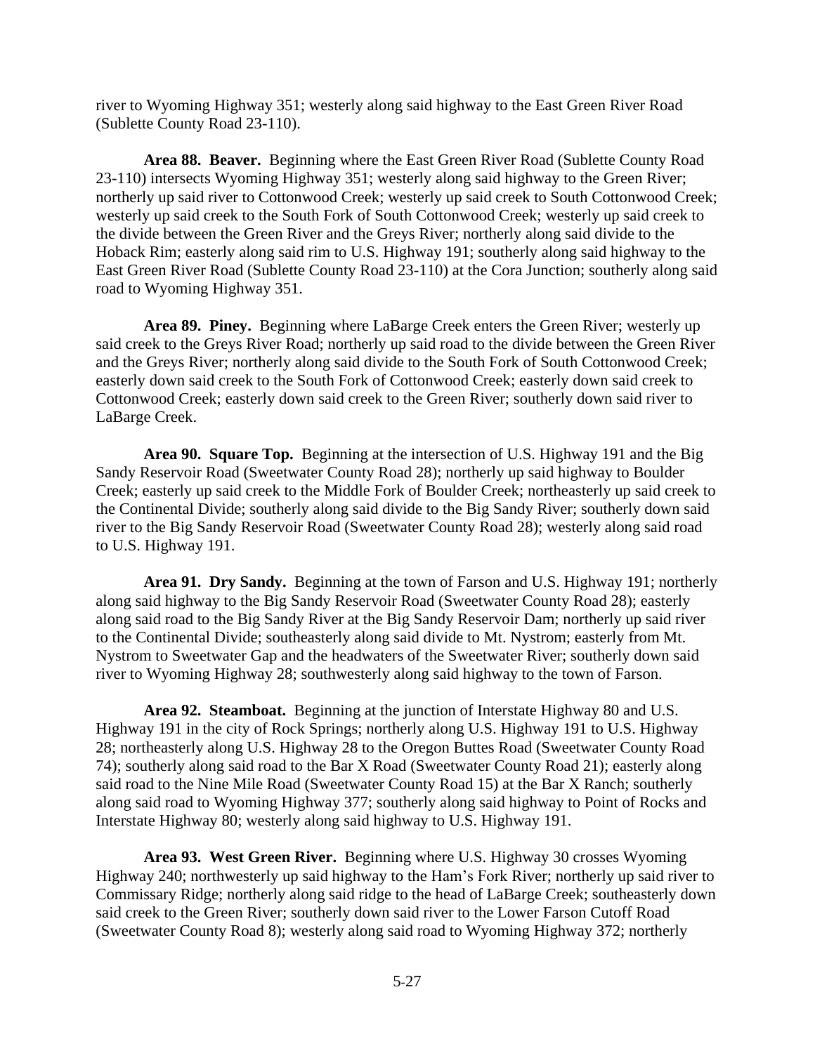river to Wyoming Highway 351; westerly along said highway to the East Green River Road (Sublette County Road 23-110).

**Area 88. Beaver.** Beginning where the East Green River Road (Sublette County Road 23-110) intersects Wyoming Highway 351; westerly along said highway to the Green River; northerly up said river to Cottonwood Creek; westerly up said creek to South Cottonwood Creek; westerly up said creek to the South Fork of South Cottonwood Creek; westerly up said creek to the divide between the Green River and the Greys River; northerly along said divide to the Hoback Rim; easterly along said rim to U.S. Highway 191; southerly along said highway to the East Green River Road (Sublette County Road 23-110) at the Cora Junction; southerly along said road to Wyoming Highway 351.

**Area 89. Piney.** Beginning where LaBarge Creek enters the Green River; westerly up said creek to the Greys River Road; northerly up said road to the divide between the Green River and the Greys River; northerly along said divide to the South Fork of South Cottonwood Creek; easterly down said creek to the South Fork of Cottonwood Creek; easterly down said creek to Cottonwood Creek; easterly down said creek to the Green River; southerly down said river to LaBarge Creek.

**Area 90. Square Top.** Beginning at the intersection of U.S. Highway 191 and the Big Sandy Reservoir Road (Sweetwater County Road 28); northerly up said highway to Boulder Creek; easterly up said creek to the Middle Fork of Boulder Creek; northeasterly up said creek to the Continental Divide; southerly along said divide to the Big Sandy River; southerly down said river to the Big Sandy Reservoir Road (Sweetwater County Road 28); westerly along said road to U.S. Highway 191.

**Area 91. Dry Sandy.** Beginning at the town of Farson and U.S. Highway 191; northerly along said highway to the Big Sandy Reservoir Road (Sweetwater County Road 28); easterly along said road to the Big Sandy River at the Big Sandy Reservoir Dam; northerly up said river to the Continental Divide; southeasterly along said divide to Mt. Nystrom; easterly from Mt. Nystrom to Sweetwater Gap and the headwaters of the Sweetwater River; southerly down said river to Wyoming Highway 28; southwesterly along said highway to the town of Farson.

**Area 92. Steamboat.** Beginning at the junction of Interstate Highway 80 and U.S. Highway 191 in the city of Rock Springs; northerly along U.S. Highway 191 to U.S. Highway 28; northeasterly along U.S. Highway 28 to the Oregon Buttes Road (Sweetwater County Road 74); southerly along said road to the Bar X Road (Sweetwater County Road 21); easterly along said road to the Nine Mile Road (Sweetwater County Road 15) at the Bar X Ranch; southerly along said road to Wyoming Highway 377; southerly along said highway to Point of Rocks and Interstate Highway 80; westerly along said highway to U.S. Highway 191.

**Area 93. West Green River.** Beginning where U.S. Highway 30 crosses Wyoming Highway 240; northwesterly up said highway to the Ham's Fork River; northerly up said river to Commissary Ridge; northerly along said ridge to the head of LaBarge Creek; southeasterly down said creek to the Green River; southerly down said river to the Lower Farson Cutoff Road (Sweetwater County Road 8); westerly along said road to Wyoming Highway 372; northerly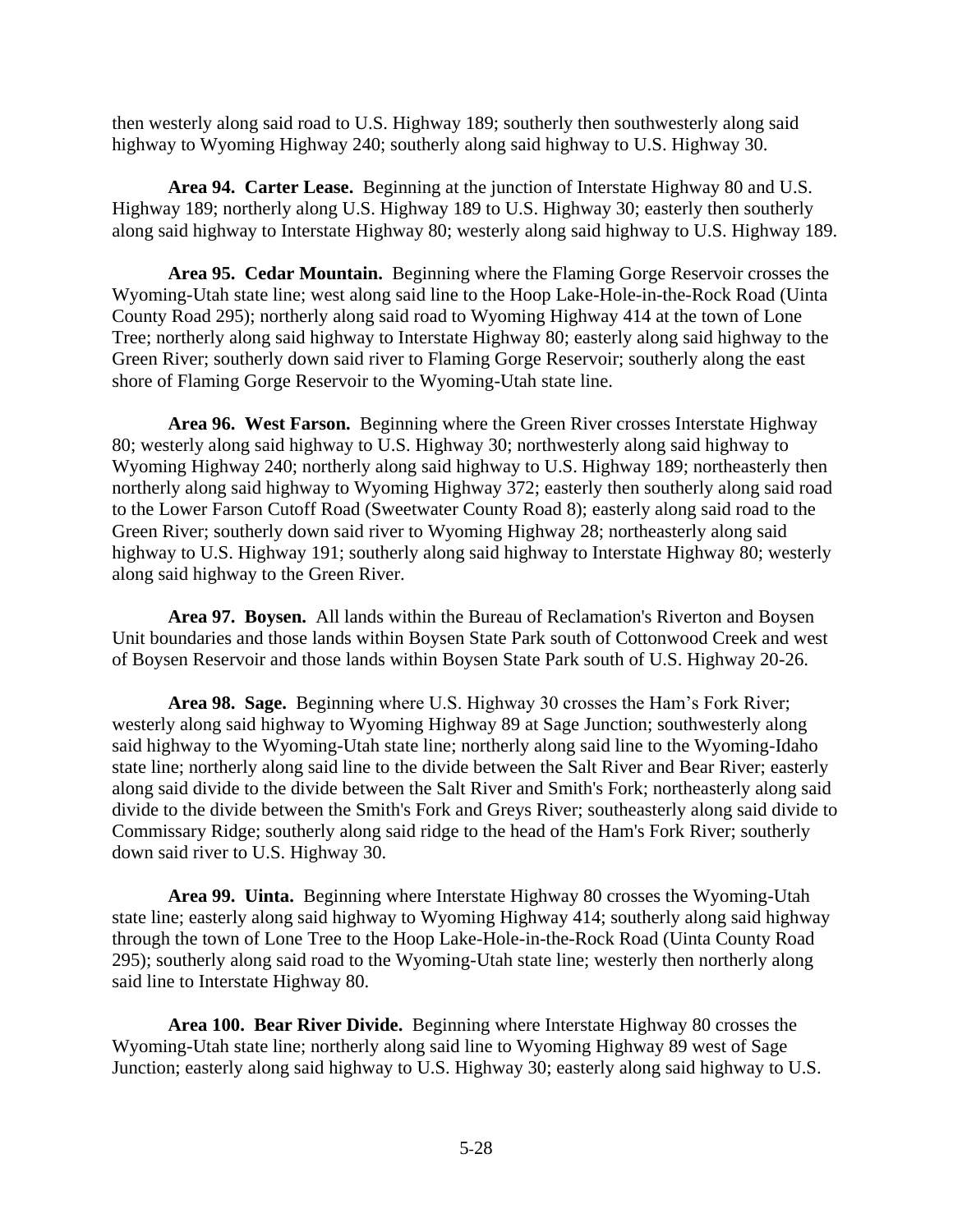then westerly along said road to U.S. Highway 189; southerly then southwesterly along said highway to Wyoming Highway 240; southerly along said highway to U.S. Highway 30.

**Area 94. Carter Lease.** Beginning at the junction of Interstate Highway 80 and U.S. Highway 189; northerly along U.S. Highway 189 to U.S. Highway 30; easterly then southerly along said highway to Interstate Highway 80; westerly along said highway to U.S. Highway 189.

**Area 95. Cedar Mountain.** Beginning where the Flaming Gorge Reservoir crosses the Wyoming-Utah state line; west along said line to the Hoop Lake-Hole-in-the-Rock Road (Uinta County Road 295); northerly along said road to Wyoming Highway 414 at the town of Lone Tree; northerly along said highway to Interstate Highway 80; easterly along said highway to the Green River; southerly down said river to Flaming Gorge Reservoir; southerly along the east shore of Flaming Gorge Reservoir to the Wyoming-Utah state line.

**Area 96. West Farson.** Beginning where the Green River crosses Interstate Highway 80; westerly along said highway to U.S. Highway 30; northwesterly along said highway to Wyoming Highway 240; northerly along said highway to U.S. Highway 189; northeasterly then northerly along said highway to Wyoming Highway 372; easterly then southerly along said road to the Lower Farson Cutoff Road (Sweetwater County Road 8); easterly along said road to the Green River; southerly down said river to Wyoming Highway 28; northeasterly along said highway to U.S. Highway 191; southerly along said highway to Interstate Highway 80; westerly along said highway to the Green River.

**Area 97. Boysen.** All lands within the Bureau of Reclamation's Riverton and Boysen Unit boundaries and those lands within Boysen State Park south of Cottonwood Creek and west of Boysen Reservoir and those lands within Boysen State Park south of U.S. Highway 20-26.

**Area 98. Sage.** Beginning where U.S. Highway 30 crosses the Ham’s Fork River; westerly along said highway to Wyoming Highway 89 at Sage Junction; southwesterly along said highway to the Wyoming-Utah state line; northerly along said line to the Wyoming-Idaho state line; northerly along said line to the divide between the Salt River and Bear River; easterly along said divide to the divide between the Salt River and Smith's Fork; northeasterly along said divide to the divide between the Smith's Fork and Greys River; southeasterly along said divide to Commissary Ridge; southerly along said ridge to the head of the Ham's Fork River; southerly down said river to U.S. Highway 30.

**Area 99. Uinta.** Beginning where Interstate Highway 80 crosses the Wyoming-Utah state line; easterly along said highway to Wyoming Highway 414; southerly along said highway through the town of Lone Tree to the Hoop Lake-Hole-in-the-Rock Road (Uinta County Road 295); southerly along said road to the Wyoming-Utah state line; westerly then northerly along said line to Interstate Highway 80.

**Area 100. Bear River Divide.** Beginning where Interstate Highway 80 crosses the Wyoming-Utah state line; northerly along said line to Wyoming Highway 89 west of Sage Junction; easterly along said highway to U.S. Highway 30; easterly along said highway to U.S.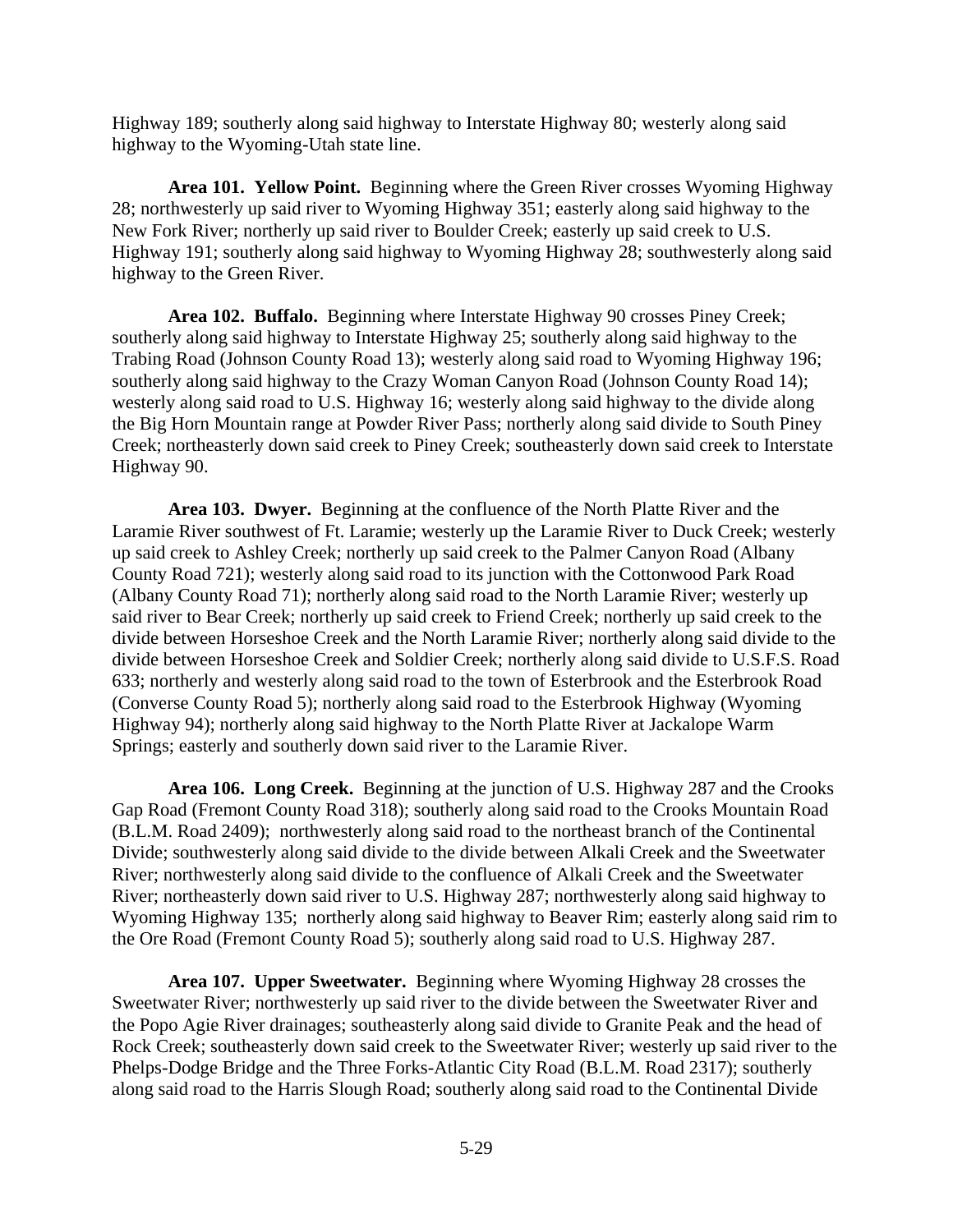Highway 189; southerly along said highway to Interstate Highway 80; westerly along said highway to the Wyoming-Utah state line.

**Area 101. Yellow Point.** Beginning where the Green River crosses Wyoming Highway 28; northwesterly up said river to Wyoming Highway 351; easterly along said highway to the New Fork River; northerly up said river to Boulder Creek; easterly up said creek to U.S. Highway 191; southerly along said highway to Wyoming Highway 28; southwesterly along said highway to the Green River.

**Area 102. Buffalo.** Beginning where Interstate Highway 90 crosses Piney Creek; southerly along said highway to Interstate Highway 25; southerly along said highway to the Trabing Road (Johnson County Road 13); westerly along said road to Wyoming Highway 196; southerly along said highway to the Crazy Woman Canyon Road (Johnson County Road 14); westerly along said road to U.S. Highway 16; westerly along said highway to the divide along the Big Horn Mountain range at Powder River Pass; northerly along said divide to South Piney Creek; northeasterly down said creek to Piney Creek; southeasterly down said creek to Interstate Highway 90.

**Area 103. Dwyer.** Beginning at the confluence of the North Platte River and the Laramie River southwest of Ft. Laramie; westerly up the Laramie River to Duck Creek; westerly up said creek to Ashley Creek; northerly up said creek to the Palmer Canyon Road (Albany County Road 721); westerly along said road to its junction with the Cottonwood Park Road (Albany County Road 71); northerly along said road to the North Laramie River; westerly up said river to Bear Creek; northerly up said creek to Friend Creek; northerly up said creek to the divide between Horseshoe Creek and the North Laramie River; northerly along said divide to the divide between Horseshoe Creek and Soldier Creek; northerly along said divide to U.S.F.S. Road 633; northerly and westerly along said road to the town of Esterbrook and the Esterbrook Road (Converse County Road 5); northerly along said road to the Esterbrook Highway (Wyoming Highway 94); northerly along said highway to the North Platte River at Jackalope Warm Springs; easterly and southerly down said river to the Laramie River.

**Area 106. Long Creek.** Beginning at the junction of U.S. Highway 287 and the Crooks Gap Road (Fremont County Road 318); southerly along said road to the Crooks Mountain Road (B.L.M. Road 2409); northwesterly along said road to the northeast branch of the Continental Divide; southwesterly along said divide to the divide between Alkali Creek and the Sweetwater River; northwesterly along said divide to the confluence of Alkali Creek and the Sweetwater River; northeasterly down said river to U.S. Highway 287; northwesterly along said highway to Wyoming Highway 135; northerly along said highway to Beaver Rim; easterly along said rim to the Ore Road (Fremont County Road 5); southerly along said road to U.S. Highway 287.

**Area 107. Upper Sweetwater.** Beginning where Wyoming Highway 28 crosses the Sweetwater River; northwesterly up said river to the divide between the Sweetwater River and the Popo Agie River drainages; southeasterly along said divide to Granite Peak and the head of Rock Creek; southeasterly down said creek to the Sweetwater River; westerly up said river to the Phelps-Dodge Bridge and the Three Forks-Atlantic City Road (B.L.M. Road 2317); southerly along said road to the Harris Slough Road; southerly along said road to the Continental Divide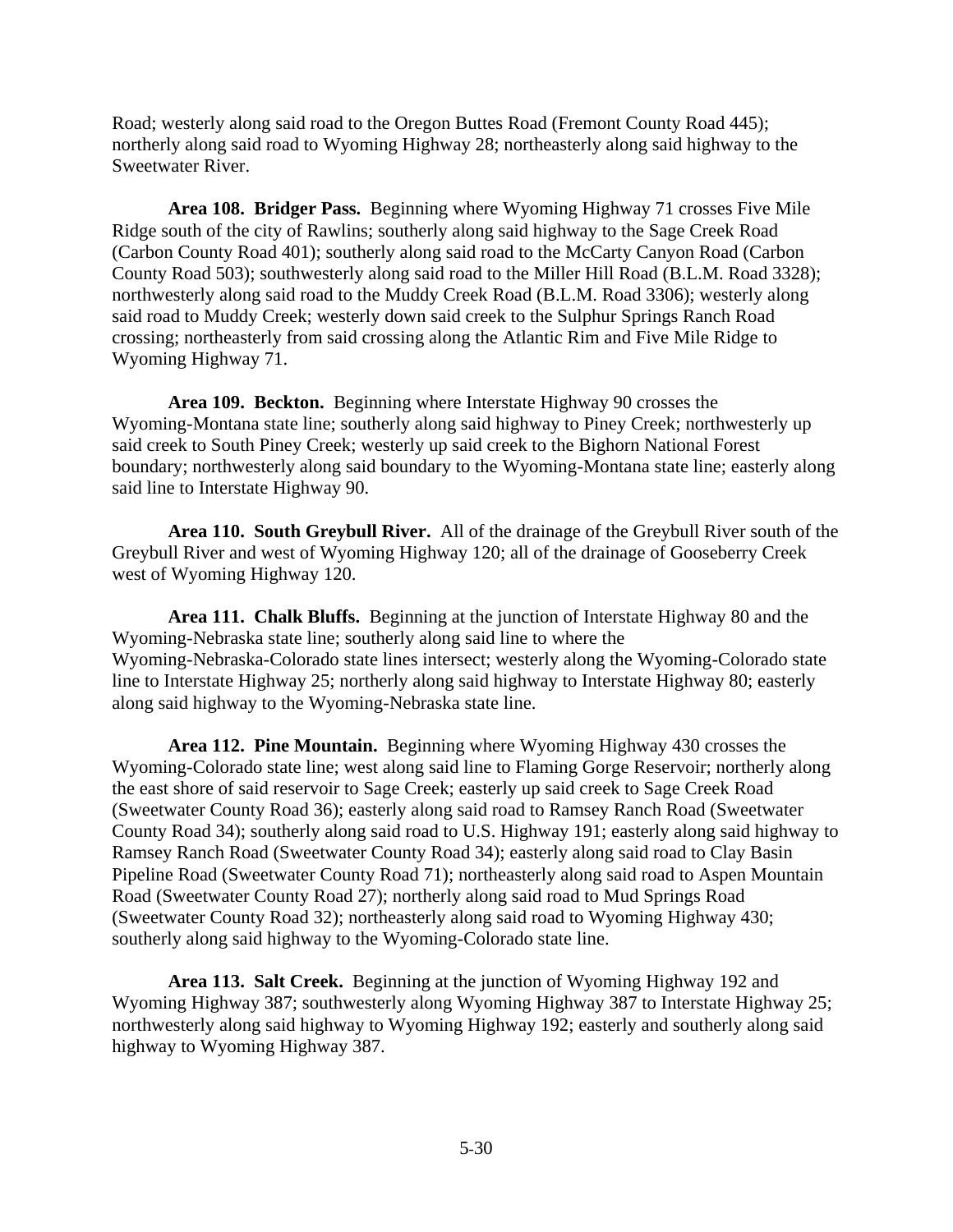Road; westerly along said road to the Oregon Buttes Road (Fremont County Road 445); northerly along said road to Wyoming Highway 28; northeasterly along said highway to the Sweetwater River.

**Area 108. Bridger Pass.** Beginning where Wyoming Highway 71 crosses Five Mile Ridge south of the city of Rawlins; southerly along said highway to the Sage Creek Road (Carbon County Road 401); southerly along said road to the McCarty Canyon Road (Carbon County Road 503); southwesterly along said road to the Miller Hill Road (B.L.M. Road 3328); northwesterly along said road to the Muddy Creek Road (B.L.M. Road 3306); westerly along said road to Muddy Creek; westerly down said creek to the Sulphur Springs Ranch Road crossing; northeasterly from said crossing along the Atlantic Rim and Five Mile Ridge to Wyoming Highway 71.

**Area 109. Beckton.** Beginning where Interstate Highway 90 crosses the Wyoming-Montana state line; southerly along said highway to Piney Creek; northwesterly up said creek to South Piney Creek; westerly up said creek to the Bighorn National Forest boundary; northwesterly along said boundary to the Wyoming-Montana state line; easterly along said line to Interstate Highway 90.

**Area 110. South Greybull River.** All of the drainage of the Greybull River south of the Greybull River and west of Wyoming Highway 120; all of the drainage of Gooseberry Creek west of Wyoming Highway 120.

**Area 111. Chalk Bluffs.** Beginning at the junction of Interstate Highway 80 and the Wyoming-Nebraska state line; southerly along said line to where the Wyoming-Nebraska-Colorado state lines intersect; westerly along the Wyoming-Colorado state line to Interstate Highway 25; northerly along said highway to Interstate Highway 80; easterly along said highway to the Wyoming-Nebraska state line.

**Area 112. Pine Mountain.** Beginning where Wyoming Highway 430 crosses the Wyoming-Colorado state line; west along said line to Flaming Gorge Reservoir; northerly along the east shore of said reservoir to Sage Creek; easterly up said creek to Sage Creek Road (Sweetwater County Road 36); easterly along said road to Ramsey Ranch Road (Sweetwater County Road 34); southerly along said road to U.S. Highway 191; easterly along said highway to Ramsey Ranch Road (Sweetwater County Road 34); easterly along said road to Clay Basin Pipeline Road (Sweetwater County Road 71); northeasterly along said road to Aspen Mountain Road (Sweetwater County Road 27); northerly along said road to Mud Springs Road (Sweetwater County Road 32); northeasterly along said road to Wyoming Highway 430; southerly along said highway to the Wyoming-Colorado state line.

**Area 113. Salt Creek.** Beginning at the junction of Wyoming Highway 192 and Wyoming Highway 387; southwesterly along Wyoming Highway 387 to Interstate Highway 25; northwesterly along said highway to Wyoming Highway 192; easterly and southerly along said highway to Wyoming Highway 387.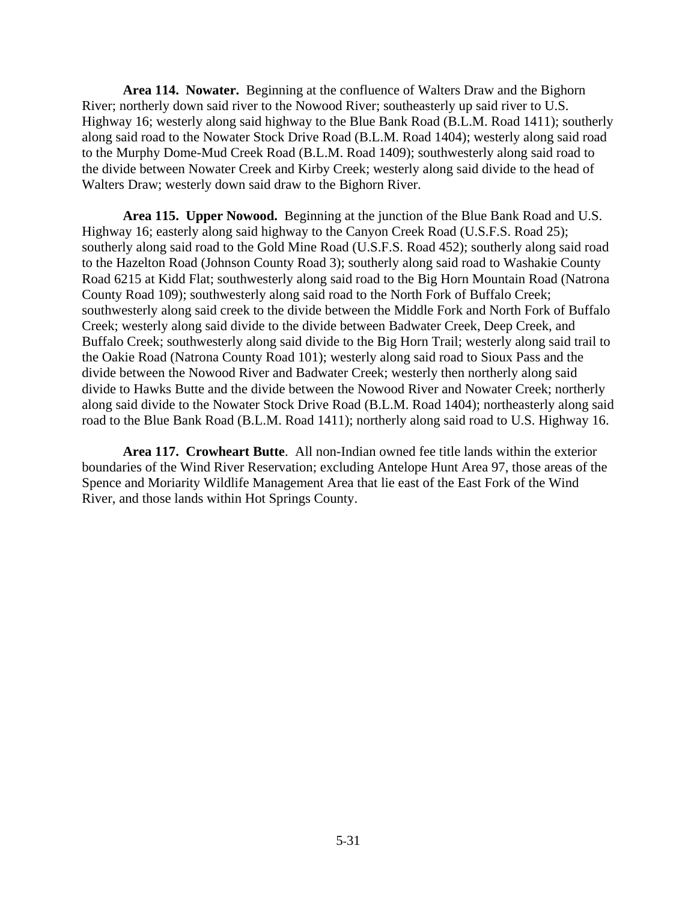**Area 114. Nowater.** Beginning at the confluence of Walters Draw and the Bighorn River; northerly down said river to the Nowood River; southeasterly up said river to U.S. Highway 16; westerly along said highway to the Blue Bank Road (B.L.M. Road 1411); southerly along said road to the Nowater Stock Drive Road (B.L.M. Road 1404); westerly along said road to the Murphy Dome-Mud Creek Road (B.L.M. Road 1409); southwesterly along said road to the divide between Nowater Creek and Kirby Creek; westerly along said divide to the head of Walters Draw; westerly down said draw to the Bighorn River.

**Area 115. Upper Nowood.** Beginning at the junction of the Blue Bank Road and U.S. Highway 16; easterly along said highway to the Canyon Creek Road (U.S.F.S. Road 25); southerly along said road to the Gold Mine Road (U.S.F.S. Road 452); southerly along said road to the Hazelton Road (Johnson County Road 3); southerly along said road to Washakie County Road 6215 at Kidd Flat; southwesterly along said road to the Big Horn Mountain Road (Natrona County Road 109); southwesterly along said road to the North Fork of Buffalo Creek; southwesterly along said creek to the divide between the Middle Fork and North Fork of Buffalo Creek; westerly along said divide to the divide between Badwater Creek, Deep Creek, and Buffalo Creek; southwesterly along said divide to the Big Horn Trail; westerly along said trail to the Oakie Road (Natrona County Road 101); westerly along said road to Sioux Pass and the divide between the Nowood River and Badwater Creek; westerly then northerly along said divide to Hawks Butte and the divide between the Nowood River and Nowater Creek; northerly along said divide to the Nowater Stock Drive Road (B.L.M. Road 1404); northeasterly along said road to the Blue Bank Road (B.L.M. Road 1411); northerly along said road to U.S. Highway 16.

**Area 117. Crowheart Butte**. All non-Indian owned fee title lands within the exterior boundaries of the Wind River Reservation; excluding Antelope Hunt Area 97, those areas of the Spence and Moriarity Wildlife Management Area that lie east of the East Fork of the Wind River, and those lands within Hot Springs County.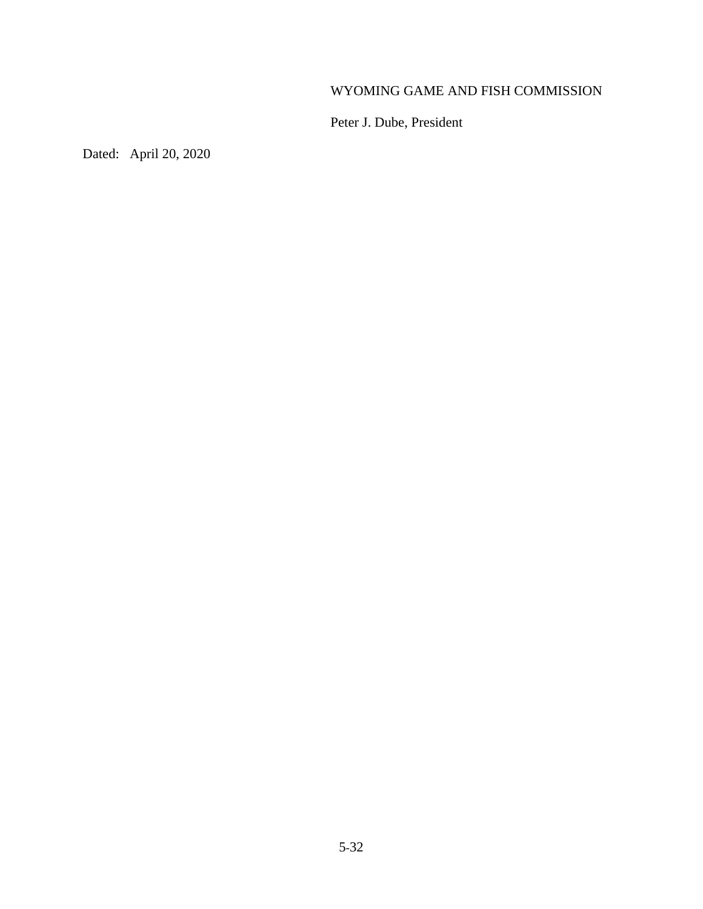WYOMING GAME AND FISH COMMISSION

Peter J. Dube, President

Dated: April 20, 2020